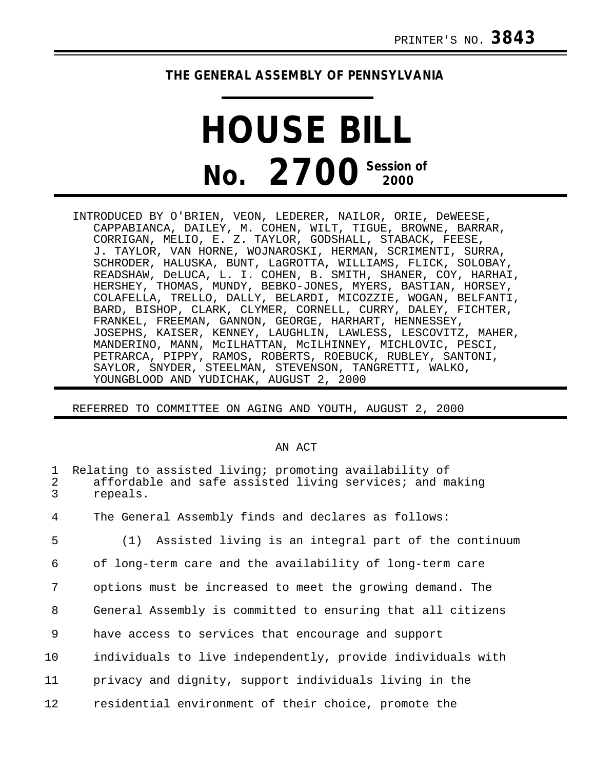PRINTER'S NO. **3843**

**THE GENERAL ASSEMBLY OF PENNSYLVANIA**

# HOUSE BILL

# No. 2700 Session of 2000

INTRODUCED BY O'BRIEN, VEON, LEDERER, NAILOR, ORIE, DeWEESE, CAPPABIANCA, DAILEY, M. COHEN, WILT, TIGUE, BROWNE, BARRAR, CORRIGAN, MELIO, E. Z. TAYLOR, GODSHALL, STABACK, FEESE, J. TAYLOR, VAN HORNE, WOJNAROSKI, HERMAN, SCRIMENTI, SURRA, SCHRODER, HALUSKA, BUNT, LaGROTTA, WILLIAMS, FLICK, SOLOBAY, READSHAW, DeLUCA, L. I. COHEN, B. SMITH, SHANER, COY, HARHAI, HERSHEY, THOMAS, MUNDY, BEBKO-JONES, MYERS, BASTIAN, HORSEY, COLAFELLA, TRELLO, DALLY, BELARDI, MICOZZIE, WOGAN, BELFANTI, BARD, BISHOP, CLARK, CLYMER, CORNELL, CURRY, DALEY, FICHTER, FRANKEL, FREEMAN, GANNON, GEORGE, HARHART, HENNESSEY, JOSEPHS, KAISER, KENNEY, LAUGHLIN, LAWLESS, LESCOVITZ, MAHER, MANDERINO, MANN, McILHATTAN, McILHINNEY, MICHLOVIC, PESCI, PETRARCA, PIPPY, RAMOS, ROBERTS, ROEBUCK, RUBLEY, SANTONI, SAYLOR, SNYDER, STEELMAN, STEVENSON, TANGRETTI, WALKO, YOUNGBLOOD AND YUDICHAK, AUGUST 2, 2000

REFERRED TO COMMITTEE ON AGING AND YOUTH, AUGUST 2, 2000

AN ACT

1 Relating to assisted living; promoting availability of
2 affordable and safe assisted living services; and making
3 repeals.

4 The General Assembly finds and declares as follows:

5 (1) Assisted living is an integral part of the continuum
6 of long-term care and the availability of long-term care
7 options must be increased to meet the growing demand. The
8 General Assembly is committed to ensuring that all citizens
9 have access to services that encourage and support
10 individuals to live independently, provide individuals with
11 privacy and dignity, support individuals living in the
12 residential environment of their choice, promote the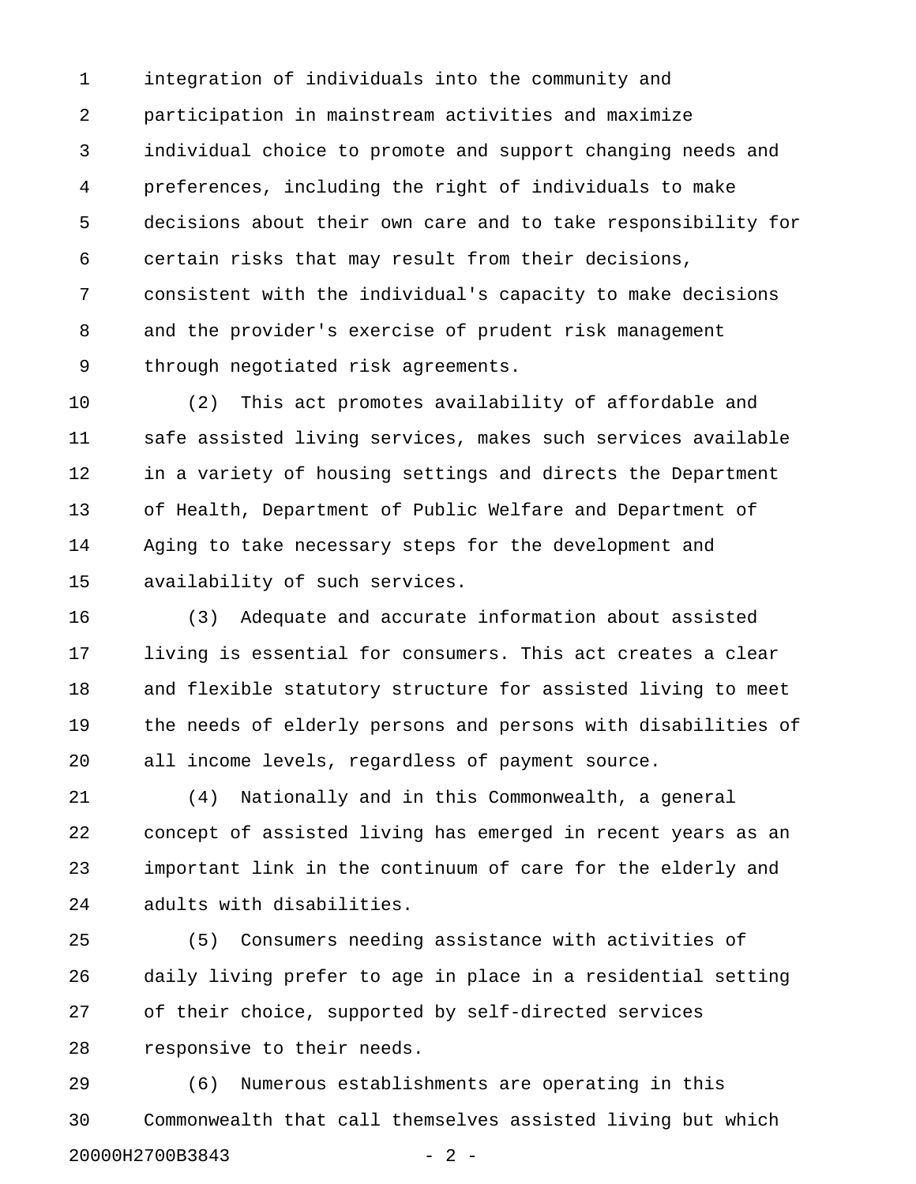integration of individuals into the community and participation in mainstream activities and maximize individual choice to promote and support changing needs and preferences, including the right of individuals to make decisions about their own care and to take responsibility for certain risks that may result from their decisions, consistent with the individual's capacity to make decisions and the provider's exercise of prudent risk management through negotiated risk agreements.

(2) This act promotes availability of affordable and safe assisted living services, makes such services available in a variety of housing settings and directs the Department of Health, Department of Public Welfare and Department of Aging to take necessary steps for the development and availability of such services.

(3) Adequate and accurate information about assisted living is essential for consumers. This act creates a clear and flexible statutory structure for assisted living to meet the needs of elderly persons and persons with disabilities of all income levels, regardless of payment source.

(4) Nationally and in this Commonwealth, a general concept of assisted living has emerged in recent years as an important link in the continuum of care for the elderly and adults with disabilities.

(5) Consumers needing assistance with activities of daily living prefer to age in place in a residential setting of their choice, supported by self-directed services responsive to their needs.

(6) Numerous establishments are operating in this Commonwealth that call themselves assisted living but which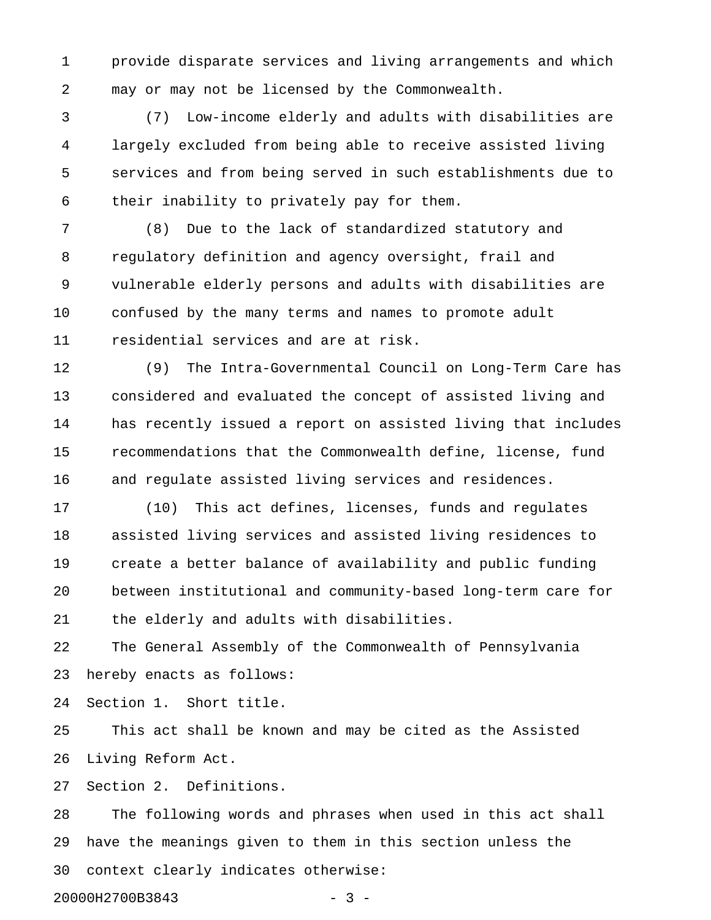provide disparate services and living arrangements and which may or may not be licensed by the Commonwealth.

(7) Low-income elderly and adults with disabilities are largely excluded from being able to receive assisted living services and from being served in such establishments due to their inability to privately pay for them.

(8) Due to the lack of standardized statutory and regulatory definition and agency oversight, frail and vulnerable elderly persons and adults with disabilities are confused by the many terms and names to promote adult residential services and are at risk.

(9) The Intra-Governmental Council on Long-Term Care has considered and evaluated the concept of assisted living and has recently issued a report on assisted living that includes recommendations that the Commonwealth define, license, fund and regulate assisted living services and residences.

(10) This act defines, licenses, funds and regulates assisted living services and assisted living residences to create a better balance of availability and public funding between institutional and community-based long-term care for the elderly and adults with disabilities.

The General Assembly of the Commonwealth of Pennsylvania hereby enacts as follows:

Section 1. Short title.

This act shall be known and may be cited as the Assisted Living Reform Act.

Section 2. Definitions.

The following words and phrases when used in this act shall have the meanings given to them in this section unless the context clearly indicates otherwise: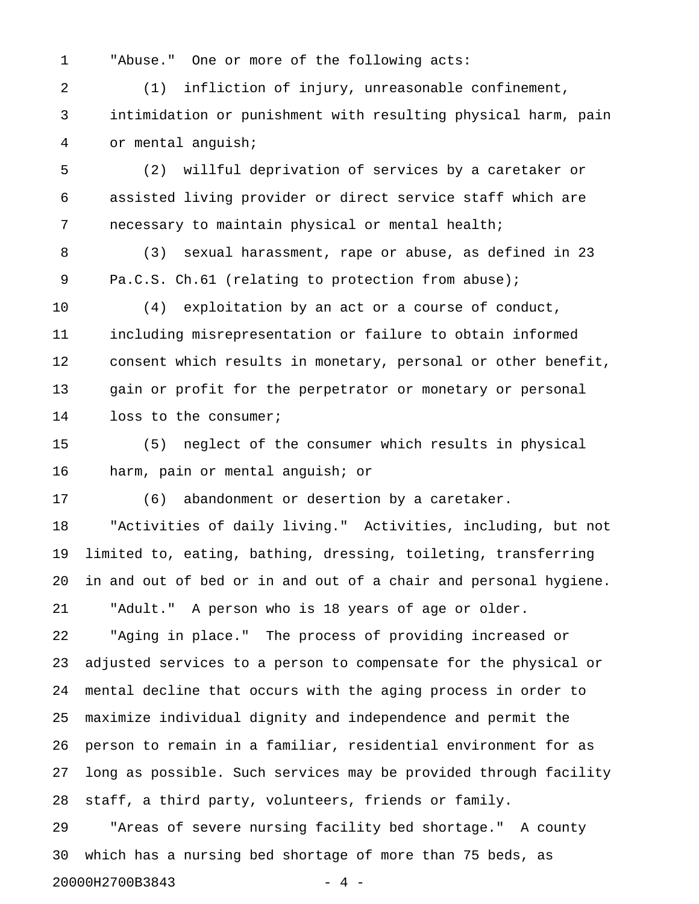"Abuse." One or more of the following acts:

(1) infliction of injury, unreasonable confinement, intimidation or punishment with resulting physical harm, pain or mental anguish;

(2) willful deprivation of services by a caretaker or assisted living provider or direct service staff which are necessary to maintain physical or mental health;

(3) sexual harassment, rape or abuse, as defined in 23 Pa.C.S. Ch.61 (relating to protection from abuse);

(4) exploitation by an act or a course of conduct, including misrepresentation or failure to obtain informed consent which results in monetary, personal or other benefit, gain or profit for the perpetrator or monetary or personal loss to the consumer;

(5) neglect of the consumer which results in physical harm, pain or mental anguish; or

(6) abandonment or desertion by a caretaker.

"Activities of daily living." Activities, including, but not limited to, eating, bathing, dressing, toileting, transferring in and out of bed or in and out of a chair and personal hygiene.

"Adult." A person who is 18 years of age or older.

"Aging in place." The process of providing increased or adjusted services to a person to compensate for the physical or mental decline that occurs with the aging process in order to maximize individual dignity and independence and permit the person to remain in a familiar, residential environment for as long as possible. Such services may be provided through facility staff, a third party, volunteers, friends or family.

"Areas of severe nursing facility bed shortage." A county which has a nursing bed shortage of more than 75 beds, as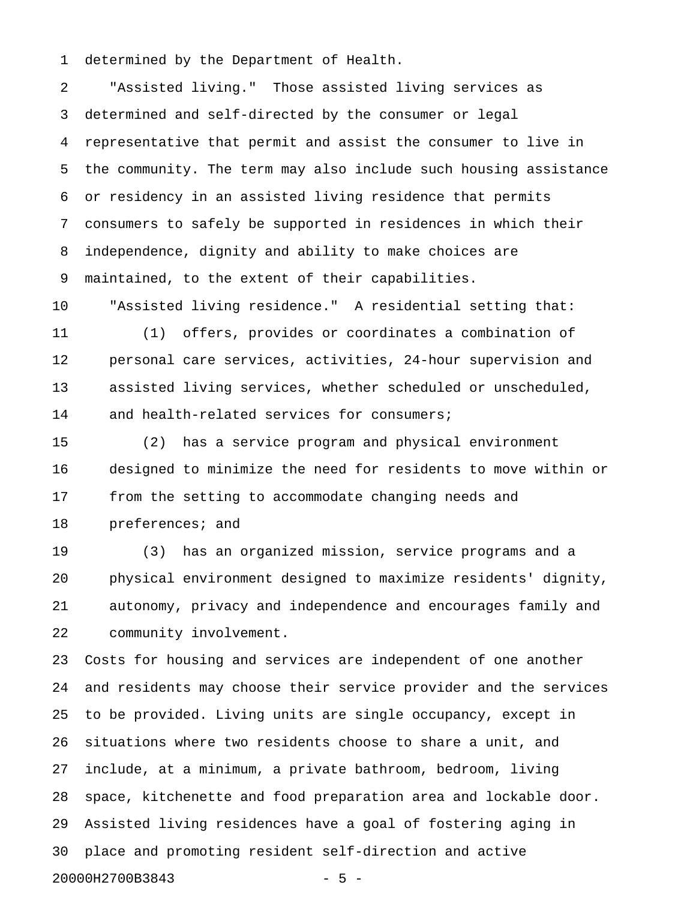determined by the Department of Health.

"Assisted living." Those assisted living services as determined and self-directed by the consumer or legal representative that permit and assist the consumer to live in the community. The term may also include such housing assistance or residency in an assisted living residence that permits consumers to safely be supported in residences in which their independence, dignity and ability to make choices are maintained, to the extent of their capabilities.

"Assisted living residence." A residential setting that:

(1) offers, provides or coordinates a combination of personal care services, activities, 24-hour supervision and assisted living services, whether scheduled or unscheduled, and health-related services for consumers;

(2) has a service program and physical environment designed to minimize the need for residents to move within or from the setting to accommodate changing needs and preferences; and

(3) has an organized mission, service programs and a physical environment designed to maximize residents' dignity, autonomy, privacy and independence and encourages family and community involvement.

Costs for housing and services are independent of one another and residents may choose their service provider and the services to be provided. Living units are single occupancy, except in situations where two residents choose to share a unit, and include, at a minimum, a private bathroom, bedroom, living space, kitchenette and food preparation area and lockable door. Assisted living residences have a goal of fostering aging in place and promoting resident self-direction and active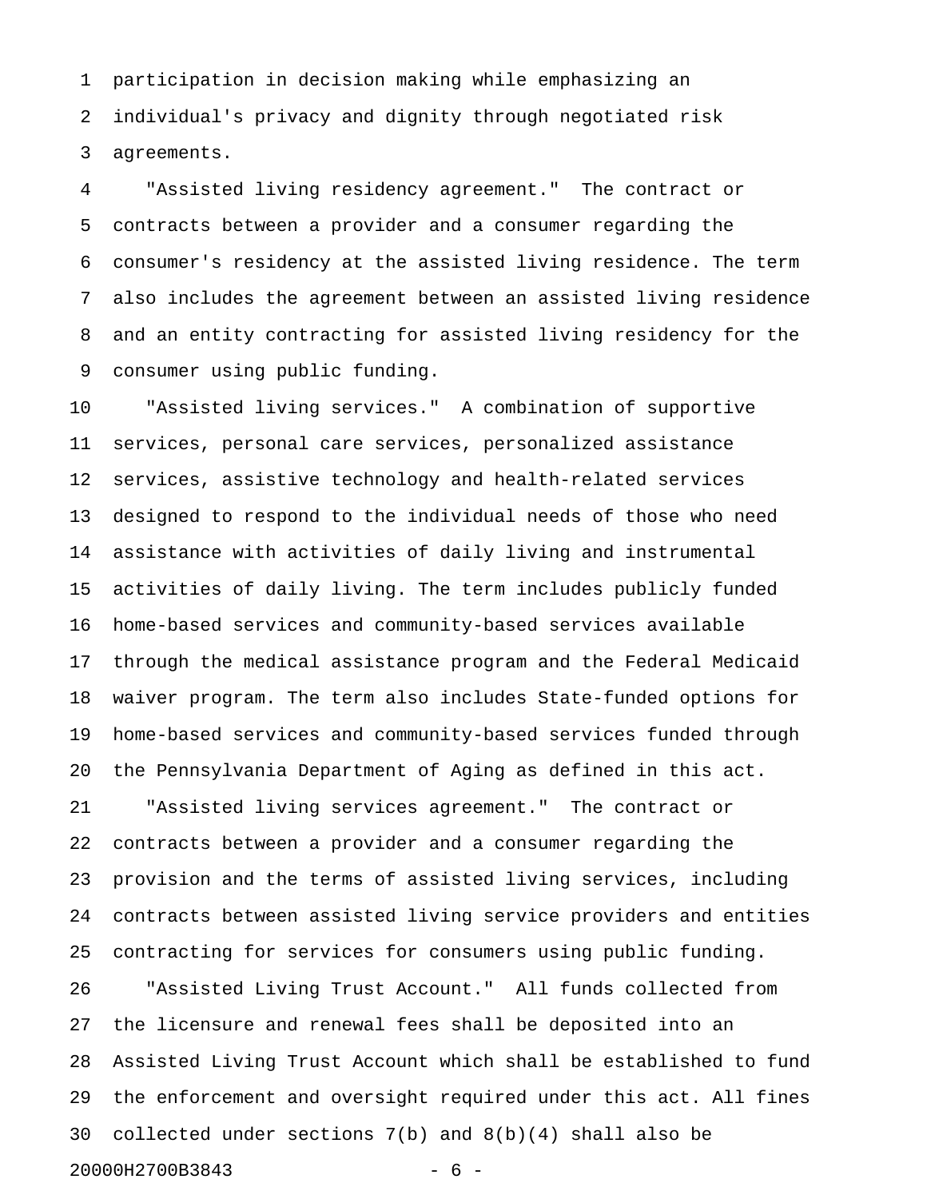participation in decision making while emphasizing an individual's privacy and dignity through negotiated risk agreements.

"Assisted living residency agreement." The contract or contracts between a provider and a consumer regarding the consumer's residency at the assisted living residence. The term also includes the agreement between an assisted living residence and an entity contracting for assisted living residency for the consumer using public funding.

"Assisted living services." A combination of supportive services, personal care services, personalized assistance services, assistive technology and health-related services designed to respond to the individual needs of those who need assistance with activities of daily living and instrumental activities of daily living. The term includes publicly funded home-based services and community-based services available through the medical assistance program and the Federal Medicaid waiver program. The term also includes State-funded options for home-based services and community-based services funded through the Pennsylvania Department of Aging as defined in this act.

"Assisted living services agreement." The contract or contracts between a provider and a consumer regarding the provision and the terms of assisted living services, including contracts between assisted living service providers and entities contracting for services for consumers using public funding.

"Assisted Living Trust Account." All funds collected from the licensure and renewal fees shall be deposited into an Assisted Living Trust Account which shall be established to fund the enforcement and oversight required under this act. All fines collected under sections 7(b) and 8(b)(4) shall also be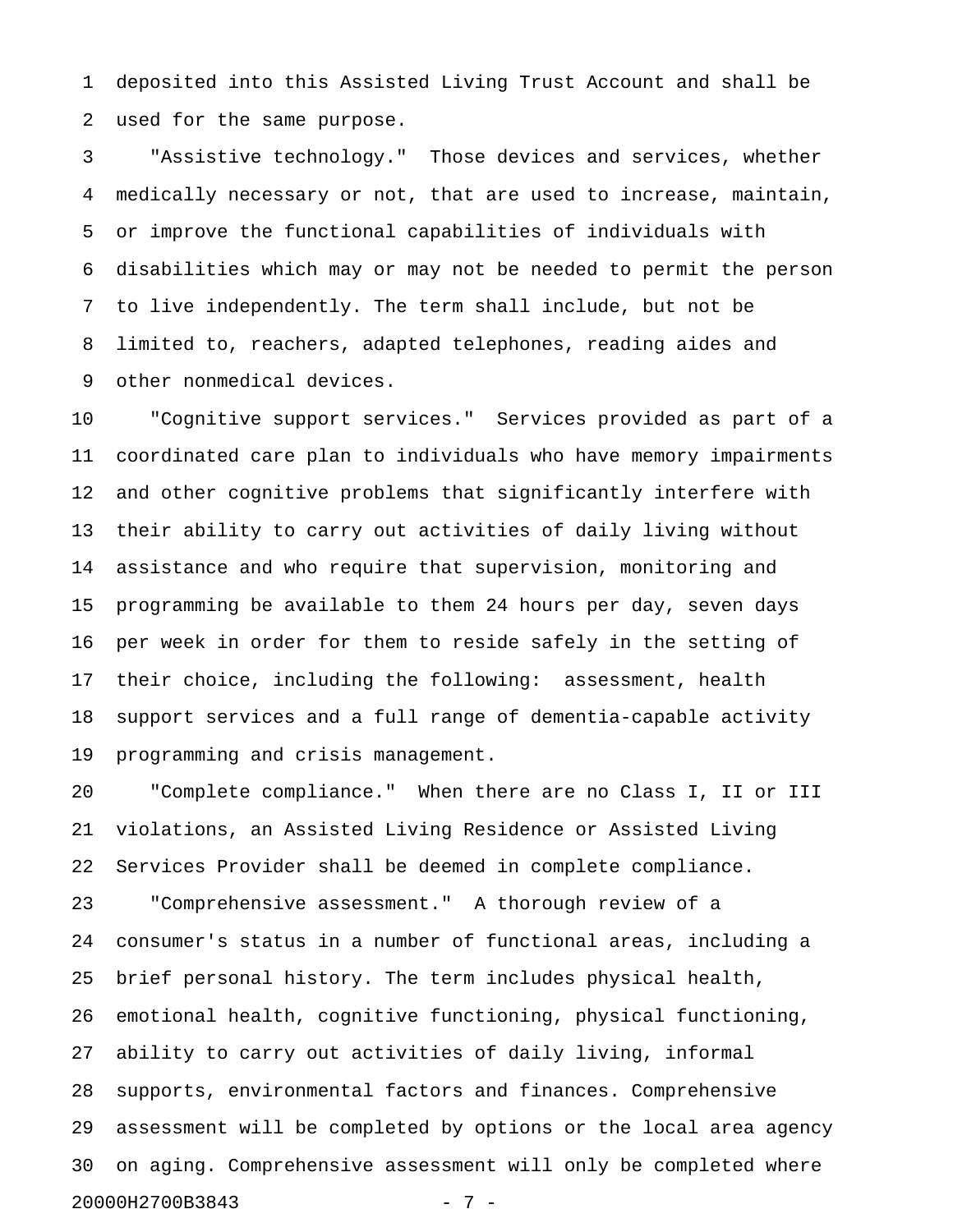deposited into this Assisted Living Trust Account and shall be used for the same purpose.

"Assistive technology." Those devices and services, whether medically necessary or not, that are used to increase, maintain, or improve the functional capabilities of individuals with disabilities which may or may not be needed to permit the person to live independently. The term shall include, but not be limited to, reachers, adapted telephones, reading aides and other nonmedical devices.

"Cognitive support services." Services provided as part of a coordinated care plan to individuals who have memory impairments and other cognitive problems that significantly interfere with their ability to carry out activities of daily living without assistance and who require that supervision, monitoring and programming be available to them 24 hours per day, seven days per week in order for them to reside safely in the setting of their choice, including the following: assessment, health support services and a full range of dementia-capable activity programming and crisis management.

"Complete compliance." When there are no Class I, II or III violations, an Assisted Living Residence or Assisted Living Services Provider shall be deemed in complete compliance.

"Comprehensive assessment." A thorough review of a consumer's status in a number of functional areas, including a brief personal history. The term includes physical health, emotional health, cognitive functioning, physical functioning, ability to carry out activities of daily living, informal supports, environmental factors and finances. Comprehensive assessment will be completed by options or the local area agency on aging. Comprehensive assessment will only be completed where

20000H2700B3843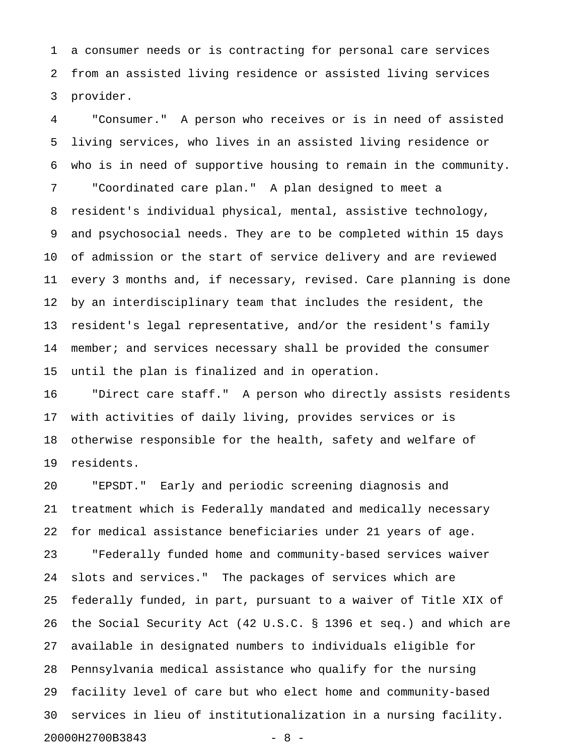a consumer needs or is contracting for personal care services from an assisted living residence or assisted living services provider.

"Consumer." A person who receives or is in need of assisted living services, who lives in an assisted living residence or who is in need of supportive housing to remain in the community.

"Coordinated care plan." A plan designed to meet a resident's individual physical, mental, assistive technology, and psychosocial needs. They are to be completed within 15 days of admission or the start of service delivery and are reviewed every 3 months and, if necessary, revised. Care planning is done by an interdisciplinary team that includes the resident, the resident's legal representative, and/or the resident's family member; and services necessary shall be provided the consumer until the plan is finalized and in operation.

"Direct care staff." A person who directly assists residents with activities of daily living, provides services or is otherwise responsible for the health, safety and welfare of residents.

"EPSDT." Early and periodic screening diagnosis and treatment which is Federally mandated and medically necessary for medical assistance beneficiaries under 21 years of age.

"Federally funded home and community-based services waiver slots and services." The packages of services which are federally funded, in part, pursuant to a waiver of Title XIX of the Social Security Act (42 U.S.C. § 1396 et seq.) and which are available in designated numbers to individuals eligible for Pennsylvania medical assistance who qualify for the nursing facility level of care but who elect home and community-based services in lieu of institutionalization in a nursing facility.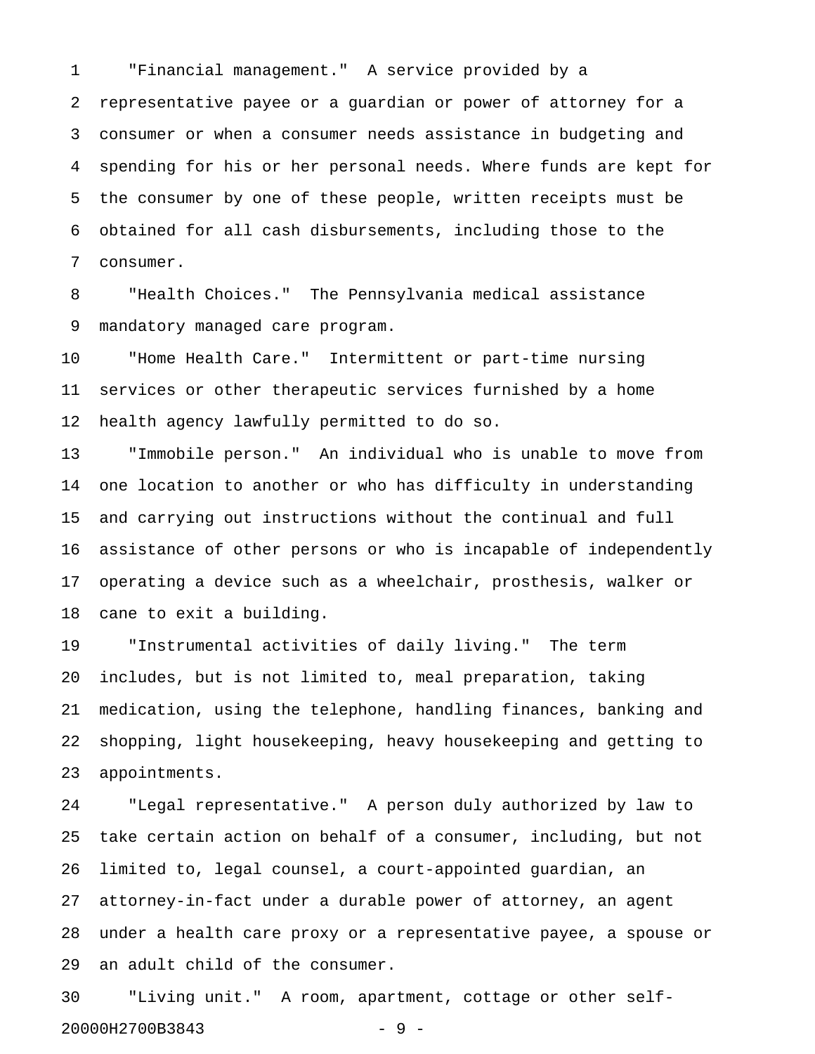"Financial management." A service provided by a representative payee or a guardian or power of attorney for a consumer or when a consumer needs assistance in budgeting and spending for his or her personal needs. Where funds are kept for the consumer by one of these people, written receipts must be obtained for all cash disbursements, including those to the consumer.

"Health Choices." The Pennsylvania medical assistance mandatory managed care program.

"Home Health Care." Intermittent or part-time nursing services or other therapeutic services furnished by a home health agency lawfully permitted to do so.

"Immobile person." An individual who is unable to move from one location to another or who has difficulty in understanding and carrying out instructions without the continual and full assistance of other persons or who is incapable of independently operating a device such as a wheelchair, prosthesis, walker or cane to exit a building.

"Instrumental activities of daily living." The term includes, but is not limited to, meal preparation, taking medication, using the telephone, handling finances, banking and shopping, light housekeeping, heavy housekeeping and getting to appointments.

"Legal representative." A person duly authorized by law to take certain action on behalf of a consumer, including, but not limited to, legal counsel, a court-appointed guardian, an attorney-in-fact under a durable power of attorney, an agent under a health care proxy or a representative payee, a spouse or an adult child of the consumer.

"Living unit." A room, apartment, cottage or other self-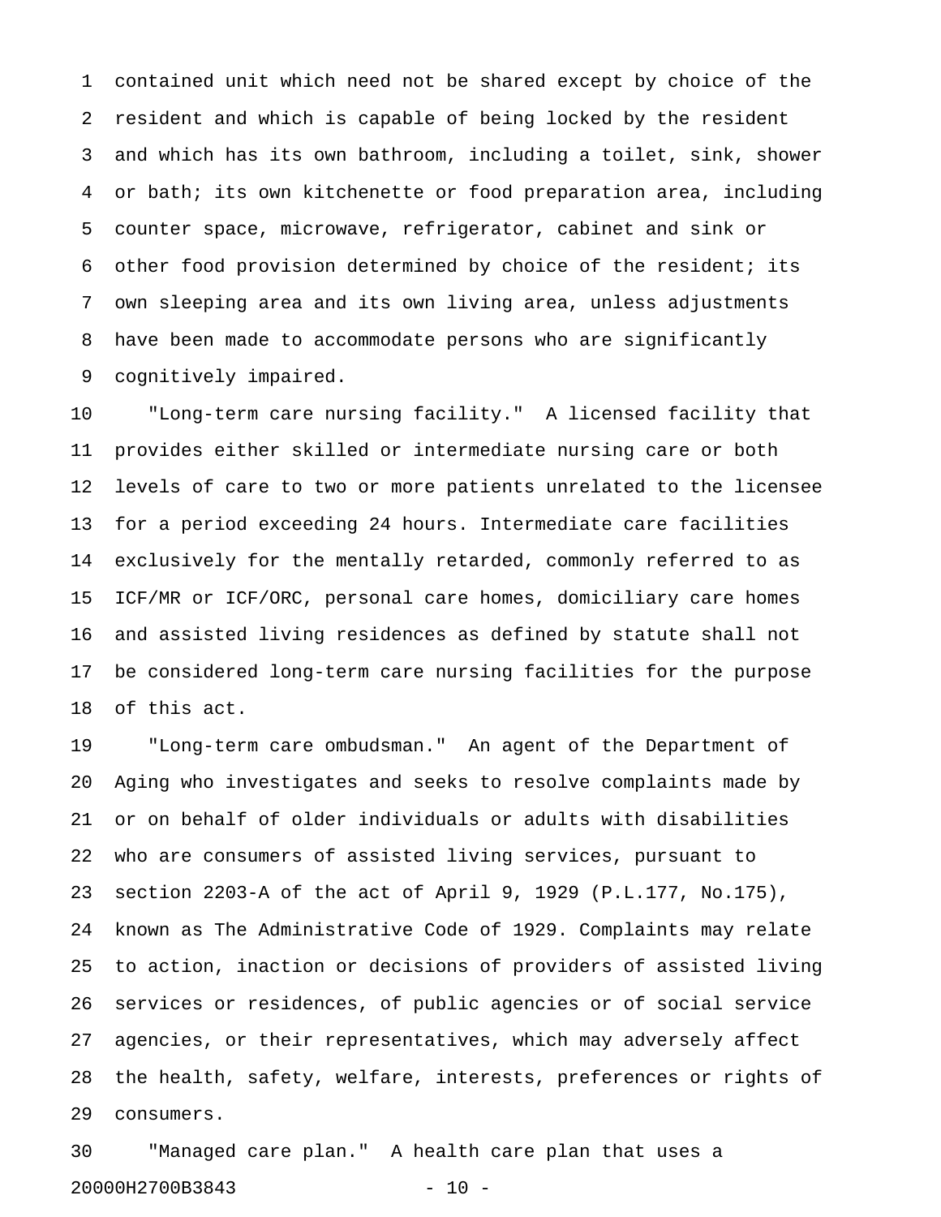contained unit which need not be shared except by choice of the resident and which is capable of being locked by the resident and which has its own bathroom, including a toilet, sink, shower or bath; its own kitchenette or food preparation area, including counter space, microwave, refrigerator, cabinet and sink or other food provision determined by choice of the resident; its own sleeping area and its own living area, unless adjustments have been made to accommodate persons who are significantly cognitively impaired.

"Long-term care nursing facility." A licensed facility that provides either skilled or intermediate nursing care or both levels of care to two or more patients unrelated to the licensee for a period exceeding 24 hours. Intermediate care facilities exclusively for the mentally retarded, commonly referred to as ICF/MR or ICF/ORC, personal care homes, domiciliary care homes and assisted living residences as defined by statute shall not be considered long-term care nursing facilities for the purpose of this act.

"Long-term care ombudsman." An agent of the Department of Aging who investigates and seeks to resolve complaints made by or on behalf of older individuals or adults with disabilities who are consumers of assisted living services, pursuant to section 2203-A of the act of April 9, 1929 (P.L.177, No.175), known as The Administrative Code of 1929. Complaints may relate to action, inaction or decisions of providers of assisted living services or residences, of public agencies or of social service agencies, or their representatives, which may adversely affect the health, safety, welfare, interests, preferences or rights of consumers.

"Managed care plan." A health care plan that uses a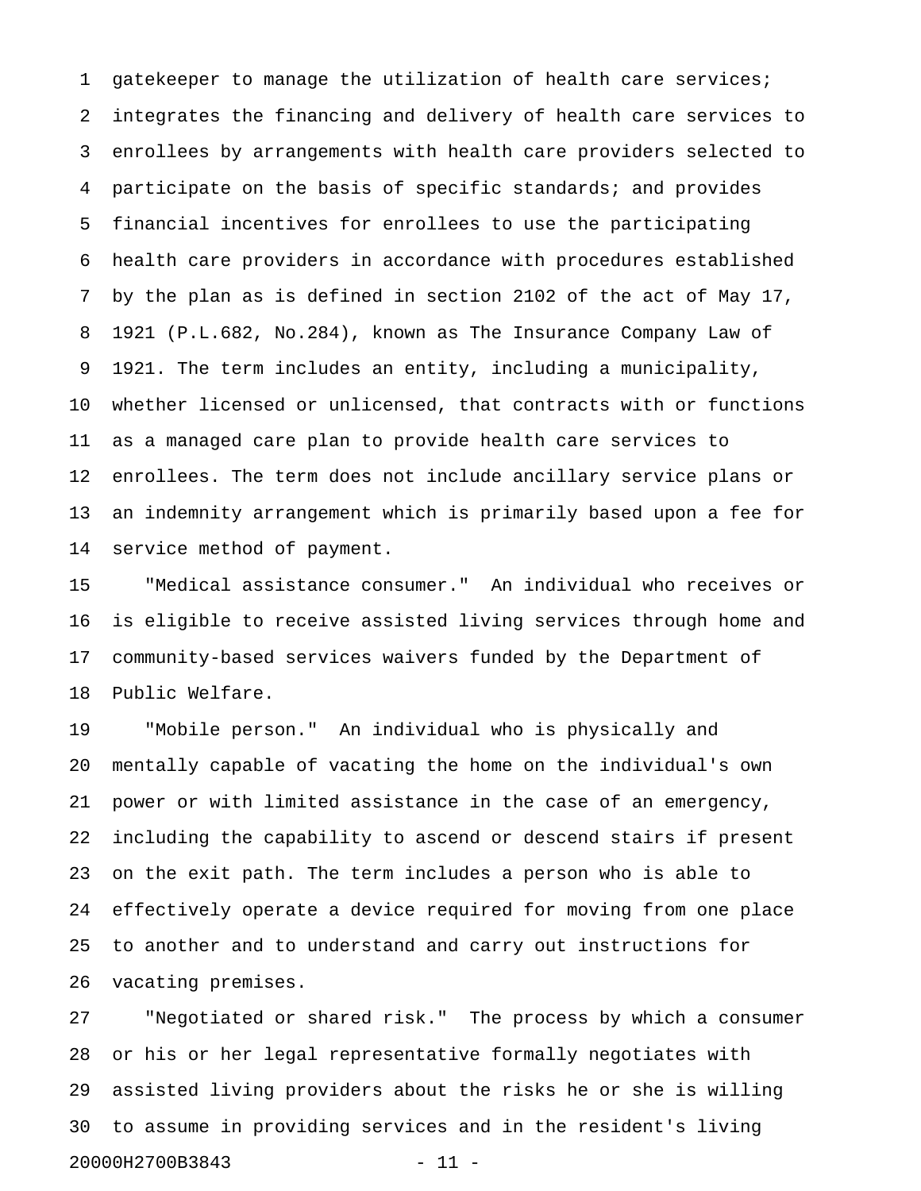gatekeeper to manage the utilization of health care services; integrates the financing and delivery of health care services to enrollees by arrangements with health care providers selected to participate on the basis of specific standards; and provides financial incentives for enrollees to use the participating health care providers in accordance with procedures established by the plan as is defined in section 2102 of the act of May 17, 1921 (P.L.682, No.284), known as The Insurance Company Law of 1921. The term includes an entity, including a municipality, whether licensed or unlicensed, that contracts with or functions as a managed care plan to provide health care services to enrollees. The term does not include ancillary service plans or an indemnity arrangement which is primarily based upon a fee for service method of payment.

"Medical assistance consumer." An individual who receives or is eligible to receive assisted living services through home and community-based services waivers funded by the Department of Public Welfare.

"Mobile person." An individual who is physically and mentally capable of vacating the home on the individual's own power or with limited assistance in the case of an emergency, including the capability to ascend or descend stairs if present on the exit path. The term includes a person who is able to effectively operate a device required for moving from one place to another and to understand and carry out instructions for vacating premises.

"Negotiated or shared risk." The process by which a consumer or his or her legal representative formally negotiates with assisted living providers about the risks he or she is willing to assume in providing services and in the resident's living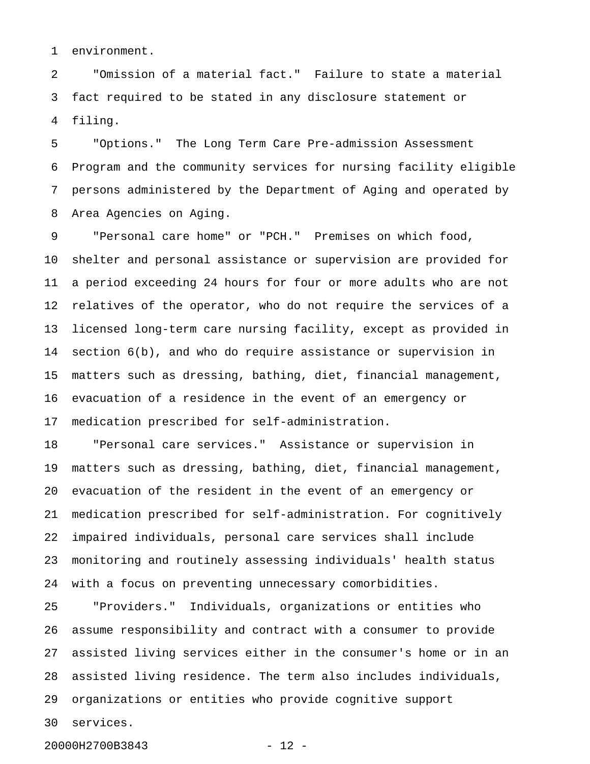environment.

"Omission of a material fact." Failure to state a material fact required to be stated in any disclosure statement or filing.

"Options." The Long Term Care Pre-admission Assessment Program and the community services for nursing facility eligible persons administered by the Department of Aging and operated by Area Agencies on Aging.

"Personal care home" or "PCH." Premises on which food, shelter and personal assistance or supervision are provided for a period exceeding 24 hours for four or more adults who are not relatives of the operator, who do not require the services of a licensed long-term care nursing facility, except as provided in section 6(b), and who do require assistance or supervision in matters such as dressing, bathing, diet, financial management, evacuation of a residence in the event of an emergency or medication prescribed for self-administration.

"Personal care services." Assistance or supervision in matters such as dressing, bathing, diet, financial management, evacuation of the resident in the event of an emergency or medication prescribed for self-administration. For cognitively impaired individuals, personal care services shall include monitoring and routinely assessing individuals' health status with a focus on preventing unnecessary comorbidities.

"Providers." Individuals, organizations or entities who assume responsibility and contract with a consumer to provide assisted living services either in the consumer's home or in an assisted living residence. The term also includes individuals, organizations or entities who provide cognitive support services.

20000H2700B3843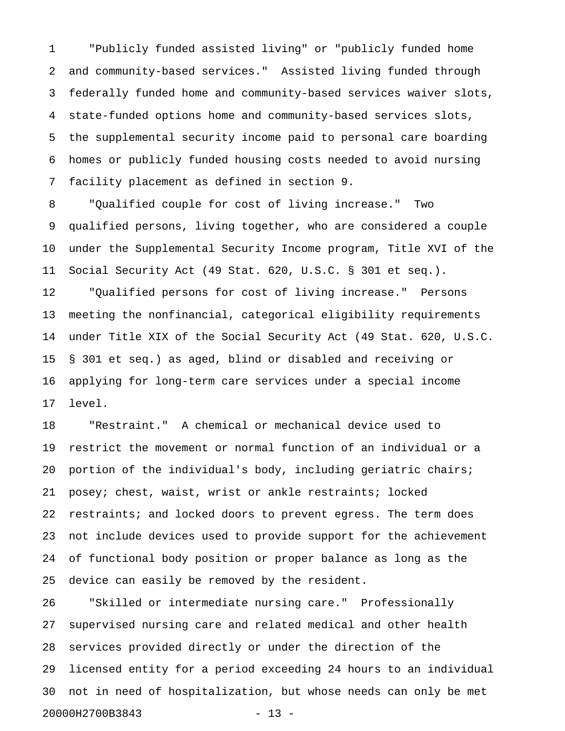"Publicly funded assisted living" or "publicly funded home and community-based services." Assisted living funded through federally funded home and community-based services waiver slots, state-funded options home and community-based services slots, the supplemental security income paid to personal care boarding homes or publicly funded housing costs needed to avoid nursing facility placement as defined in section 9.

"Qualified couple for cost of living increase." Two qualified persons, living together, who are considered a couple under the Supplemental Security Income program, Title XVI of the Social Security Act (49 Stat. 620, U.S.C. § 301 et seq.).

"Qualified persons for cost of living increase." Persons meeting the nonfinancial, categorical eligibility requirements under Title XIX of the Social Security Act (49 Stat. 620, U.S.C. § 301 et seq.) as aged, blind or disabled and receiving or applying for long-term care services under a special income level.

"Restraint." A chemical or mechanical device used to restrict the movement or normal function of an individual or a portion of the individual's body, including geriatric chairs; posey; chest, waist, wrist or ankle restraints; locked restraints; and locked doors to prevent egress. The term does not include devices used to provide support for the achievement of functional body position or proper balance as long as the device can easily be removed by the resident.

"Skilled or intermediate nursing care." Professionally supervised nursing care and related medical and other health services provided directly or under the direction of the licensed entity for a period exceeding 24 hours to an individual not in need of hospitalization, but whose needs can only be met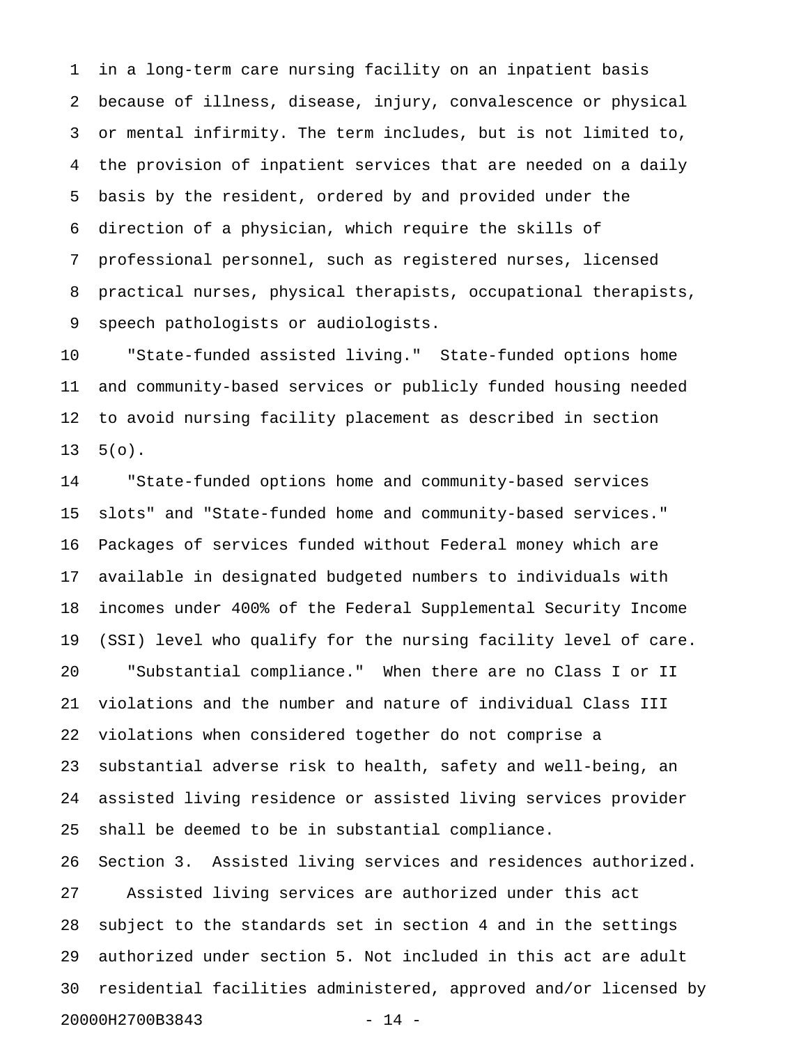in a long-term care nursing facility on an inpatient basis because of illness, disease, injury, convalescence or physical or mental infirmity. The term includes, but is not limited to, the provision of inpatient services that are needed on a daily basis by the resident, ordered by and provided under the direction of a physician, which require the skills of professional personnel, such as registered nurses, licensed practical nurses, physical therapists, occupational therapists, speech pathologists or audiologists.

"State-funded assisted living." State-funded options home and community-based services or publicly funded housing needed to avoid nursing facility placement as described in section 5(o).

"State-funded options home and community-based services slots" and "State-funded home and community-based services." Packages of services funded without Federal money which are available in designated budgeted numbers to individuals with incomes under 400% of the Federal Supplemental Security Income (SSI) level who qualify for the nursing facility level of care.

"Substantial compliance." When there are no Class I or II violations and the number and nature of individual Class III violations when considered together do not comprise a substantial adverse risk to health, safety and well-being, an assisted living residence or assisted living services provider shall be deemed to be in substantial compliance.

Section 3. Assisted living services and residences authorized.

Assisted living services are authorized under this act subject to the standards set in section 4 and in the settings authorized under section 5. Not included in this act are adult residential facilities administered, approved and/or licensed by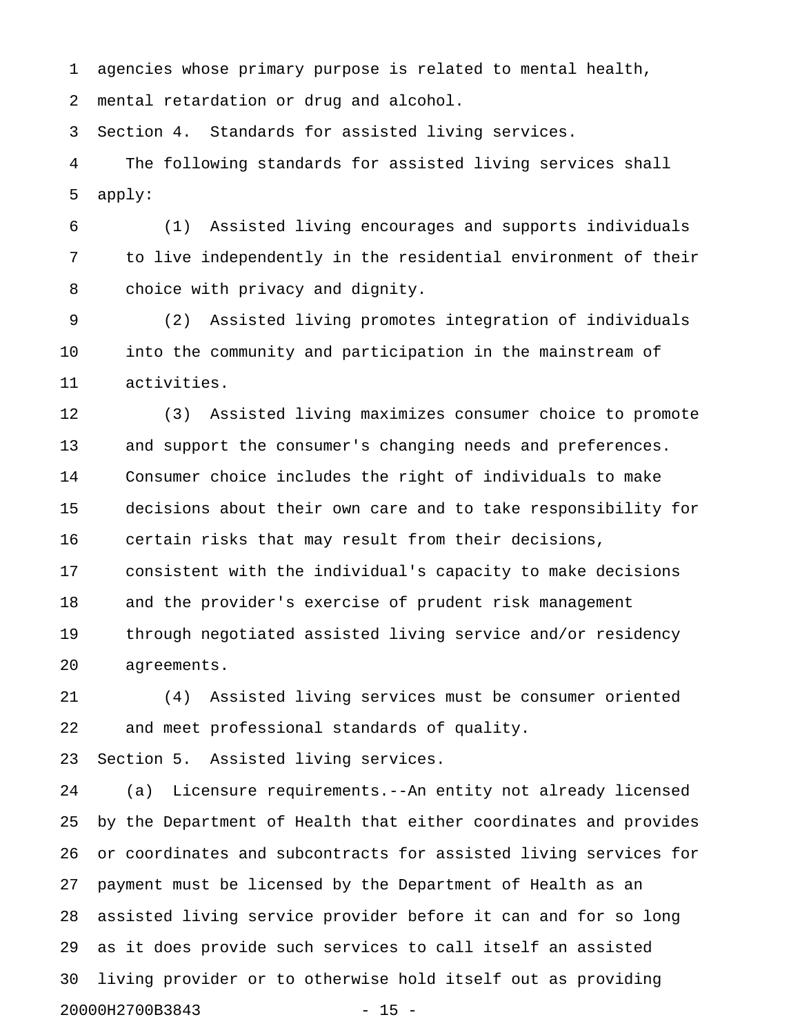agencies whose primary purpose is related to mental health, mental retardation or drug and alcohol.

Section 4. Standards for assisted living services.

The following standards for assisted living services shall apply:

(1) Assisted living encourages and supports individuals to live independently in the residential environment of their choice with privacy and dignity.

(2) Assisted living promotes integration of individuals into the community and participation in the mainstream of activities.

(3) Assisted living maximizes consumer choice to promote and support the consumer's changing needs and preferences. Consumer choice includes the right of individuals to make decisions about their own care and to take responsibility for certain risks that may result from their decisions, consistent with the individual's capacity to make decisions and the provider's exercise of prudent risk management through negotiated assisted living service and/or residency agreements.

(4) Assisted living services must be consumer oriented and meet professional standards of quality.

Section 5. Assisted living services.

(a) Licensure requirements.--An entity not already licensed by the Department of Health that either coordinates and provides or coordinates and subcontracts for assisted living services for payment must be licensed by the Department of Health as an assisted living service provider before it can and for so long as it does provide such services to call itself an assisted living provider or to otherwise hold itself out as providing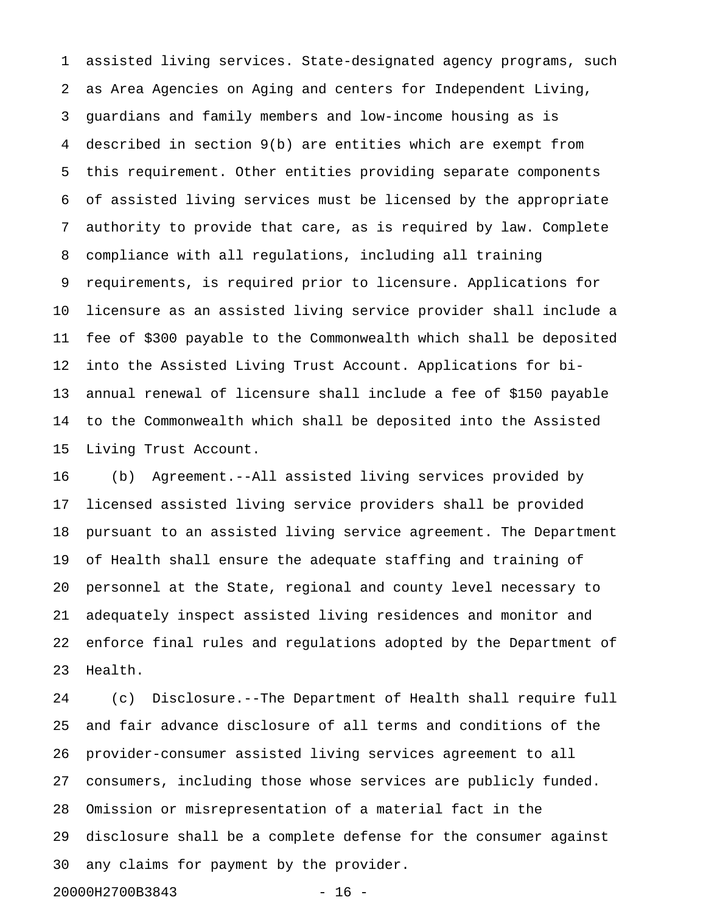assisted living services. State-designated agency programs, such as Area Agencies on Aging and centers for Independent Living, guardians and family members and low-income housing as is described in section 9(b) are entities which are exempt from this requirement. Other entities providing separate components of assisted living services must be licensed by the appropriate authority to provide that care, as is required by law. Complete compliance with all regulations, including all training requirements, is required prior to licensure. Applications for licensure as an assisted living service provider shall include a fee of $300 payable to the Commonwealth which shall be deposited into the Assisted Living Trust Account. Applications for bi-annual renewal of licensure shall include a fee of $150 payable to the Commonwealth which shall be deposited into the Assisted Living Trust Account.

(b) Agreement.--All assisted living services provided by licensed assisted living service providers shall be provided pursuant to an assisted living service agreement. The Department of Health shall ensure the adequate staffing and training of personnel at the State, regional and county level necessary to adequately inspect assisted living residences and monitor and enforce final rules and regulations adopted by the Department of Health.

(c) Disclosure.--The Department of Health shall require full and fair advance disclosure of all terms and conditions of the provider-consumer assisted living services agreement to all consumers, including those whose services are publicly funded. Omission or misrepresentation of a material fact in the disclosure shall be a complete defense for the consumer against any claims for payment by the provider.

20000H2700B3843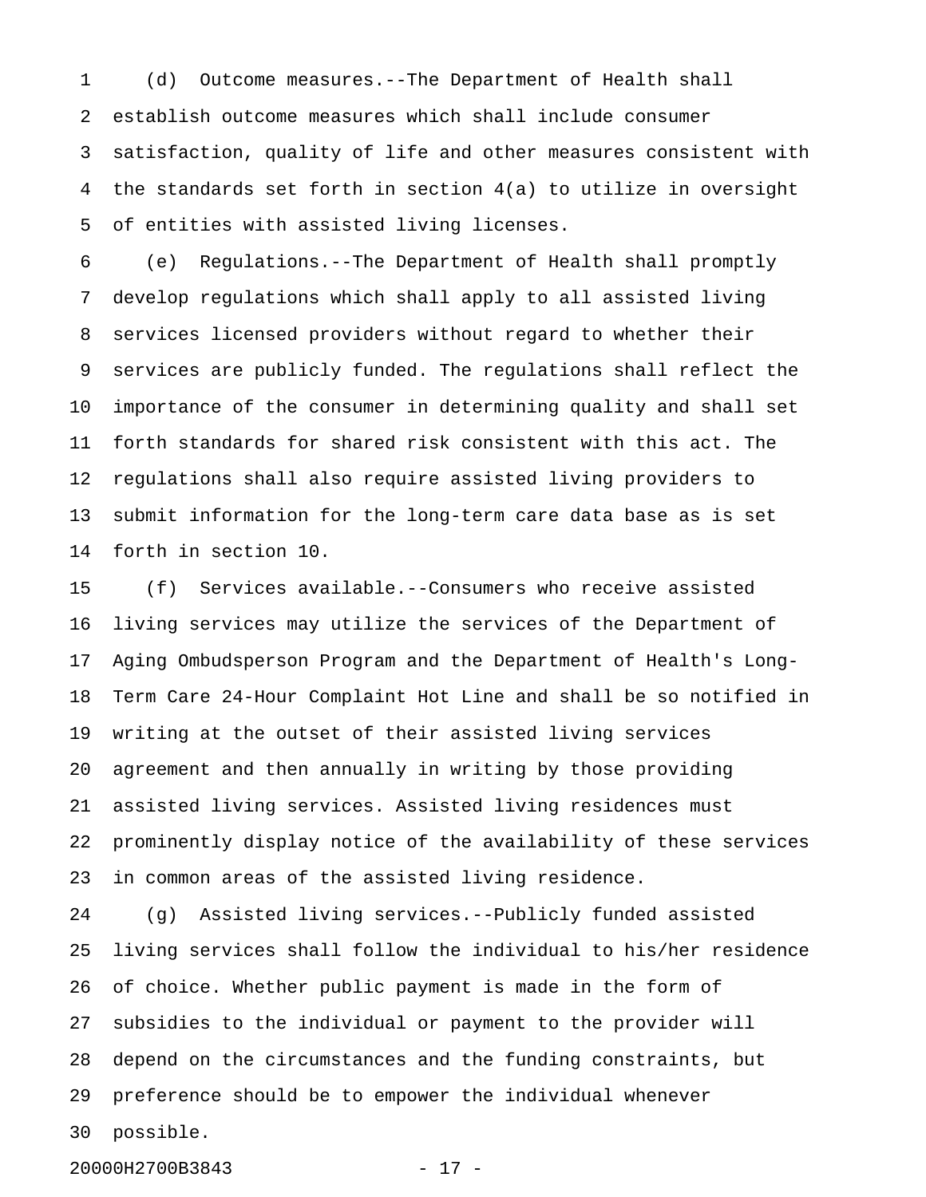(d) Outcome measures.--The Department of Health shall establish outcome measures which shall include consumer satisfaction, quality of life and other measures consistent with the standards set forth in section 4(a) to utilize in oversight of entities with assisted living licenses.

(e) Regulations.--The Department of Health shall promptly develop regulations which shall apply to all assisted living services licensed providers without regard to whether their services are publicly funded. The regulations shall reflect the importance of the consumer in determining quality and shall set forth standards for shared risk consistent with this act. The regulations shall also require assisted living providers to submit information for the long-term care data base as is set forth in section 10.

(f) Services available.--Consumers who receive assisted living services may utilize the services of the Department of Aging Ombudsperson Program and the Department of Health's Long-Term Care 24-Hour Complaint Hot Line and shall be so notified in writing at the outset of their assisted living services agreement and then annually in writing by those providing assisted living services. Assisted living residences must prominently display notice of the availability of these services in common areas of the assisted living residence.

(g) Assisted living services.--Publicly funded assisted living services shall follow the individual to his/her residence of choice. Whether public payment is made in the form of subsidies to the individual or payment to the provider will depend on the circumstances and the funding constraints, but preference should be to empower the individual whenever possible.

20000H2700B3843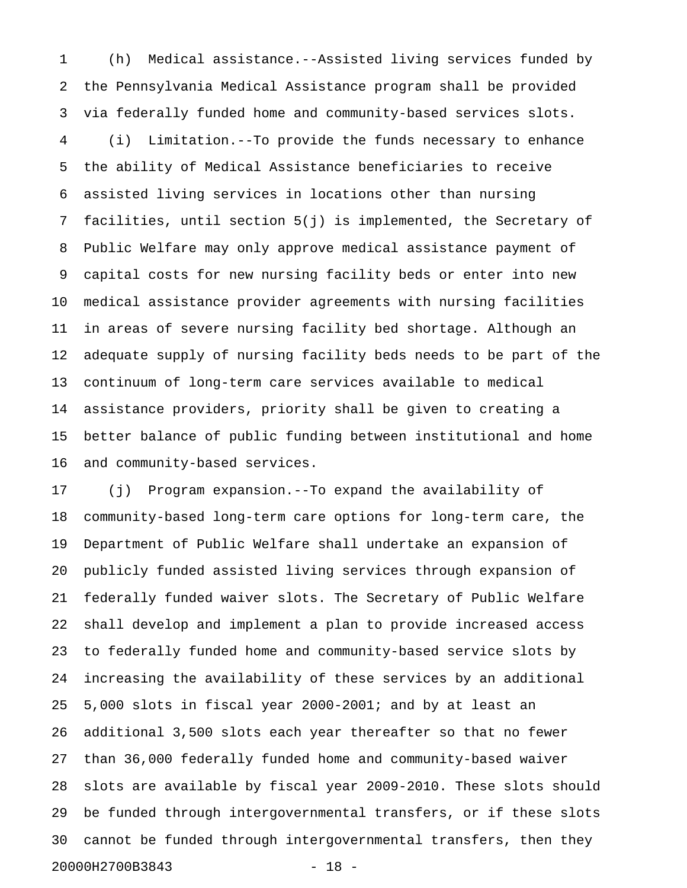(h) Medical assistance.--Assisted living services funded by the Pennsylvania Medical Assistance program shall be provided via federally funded home and community-based services slots.

(i) Limitation.--To provide the funds necessary to enhance the ability of Medical Assistance beneficiaries to receive assisted living services in locations other than nursing facilities, until section 5(j) is implemented, the Secretary of Public Welfare may only approve medical assistance payment of capital costs for new nursing facility beds or enter into new medical assistance provider agreements with nursing facilities in areas of severe nursing facility bed shortage. Although an adequate supply of nursing facility beds needs to be part of the continuum of long-term care services available to medical assistance providers, priority shall be given to creating a better balance of public funding between institutional and home and community-based services.

(j) Program expansion.--To expand the availability of community-based long-term care options for long-term care, the Department of Public Welfare shall undertake an expansion of publicly funded assisted living services through expansion of federally funded waiver slots. The Secretary of Public Welfare shall develop and implement a plan to provide increased access to federally funded home and community-based service slots by increasing the availability of these services by an additional 5,000 slots in fiscal year 2000-2001; and by at least an additional 3,500 slots each year thereafter so that no fewer than 36,000 federally funded home and community-based waiver slots are available by fiscal year 2009-2010. These slots should be funded through intergovernmental transfers, or if these slots cannot be funded through intergovernmental transfers, then they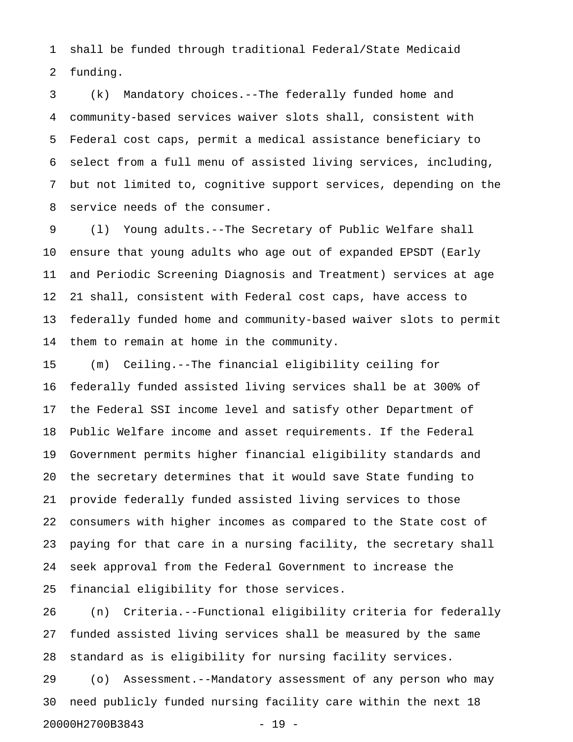shall be funded through traditional Federal/State Medicaid funding.

(k) Mandatory choices.--The federally funded home and community-based services waiver slots shall, consistent with Federal cost caps, permit a medical assistance beneficiary to select from a full menu of assisted living services, including, but not limited to, cognitive support services, depending on the service needs of the consumer.

(l) Young adults.--The Secretary of Public Welfare shall ensure that young adults who age out of expanded EPSDT (Early and Periodic Screening Diagnosis and Treatment) services at age 21 shall, consistent with Federal cost caps, have access to federally funded home and community-based waiver slots to permit them to remain at home in the community.

(m) Ceiling.--The financial eligibility ceiling for federally funded assisted living services shall be at 300% of the Federal SSI income level and satisfy other Department of Public Welfare income and asset requirements. If the Federal Government permits higher financial eligibility standards and the secretary determines that it would save State funding to provide federally funded assisted living services to those consumers with higher incomes as compared to the State cost of paying for that care in a nursing facility, the secretary shall seek approval from the Federal Government to increase the financial eligibility for those services.

(n) Criteria.--Functional eligibility criteria for federally funded assisted living services shall be measured by the same standard as is eligibility for nursing facility services.

(o) Assessment.--Mandatory assessment of any person who may need publicly funded nursing facility care within the next 18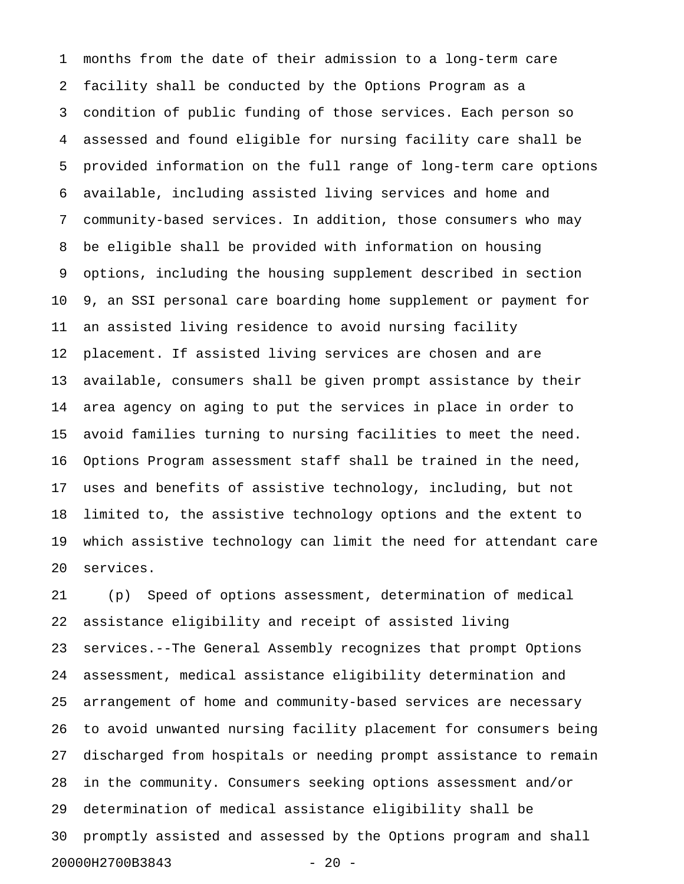months from the date of their admission to a long-term care facility shall be conducted by the Options Program as a condition of public funding of those services. Each person so assessed and found eligible for nursing facility care shall be provided information on the full range of long-term care options available, including assisted living services and home and community-based services. In addition, those consumers who may be eligible shall be provided with information on housing options, including the housing supplement described in section 9, an SSI personal care boarding home supplement or payment for an assisted living residence to avoid nursing facility placement. If assisted living services are chosen and are available, consumers shall be given prompt assistance by their area agency on aging to put the services in place in order to avoid families turning to nursing facilities to meet the need. Options Program assessment staff shall be trained in the need, uses and benefits of assistive technology, including, but not limited to, the assistive technology options and the extent to which assistive technology can limit the need for attendant care services.

(p) Speed of options assessment, determination of medical assistance eligibility and receipt of assisted living services.--The General Assembly recognizes that prompt Options assessment, medical assistance eligibility determination and arrangement of home and community-based services are necessary to avoid unwanted nursing facility placement for consumers being discharged from hospitals or needing prompt assistance to remain in the community. Consumers seeking options assessment and/or determination of medical assistance eligibility shall be promptly assisted and assessed by the Options program and shall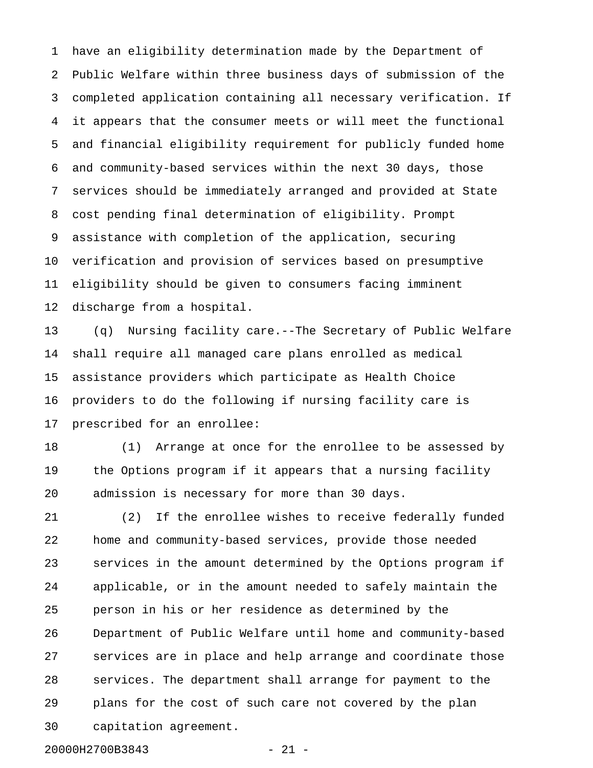have an eligibility determination made by the Department of Public Welfare within three business days of submission of the completed application containing all necessary verification. If it appears that the consumer meets or will meet the functional and financial eligibility requirement for publicly funded home and community-based services within the next 30 days, those services should be immediately arranged and provided at State cost pending final determination of eligibility. Prompt assistance with completion of the application, securing verification and provision of services based on presumptive eligibility should be given to consumers facing imminent discharge from a hospital.

(q) Nursing facility care.--The Secretary of Public Welfare shall require all managed care plans enrolled as medical assistance providers which participate as Health Choice providers to do the following if nursing facility care is prescribed for an enrollee:

(1) Arrange at once for the enrollee to be assessed by the Options program if it appears that a nursing facility admission is necessary for more than 30 days.

(2) If the enrollee wishes to receive federally funded home and community-based services, provide those needed services in the amount determined by the Options program if applicable, or in the amount needed to safely maintain the person in his or her residence as determined by the Department of Public Welfare until home and community-based services are in place and help arrange and coordinate those services. The department shall arrange for payment to the plans for the cost of such care not covered by the plan capitation agreement.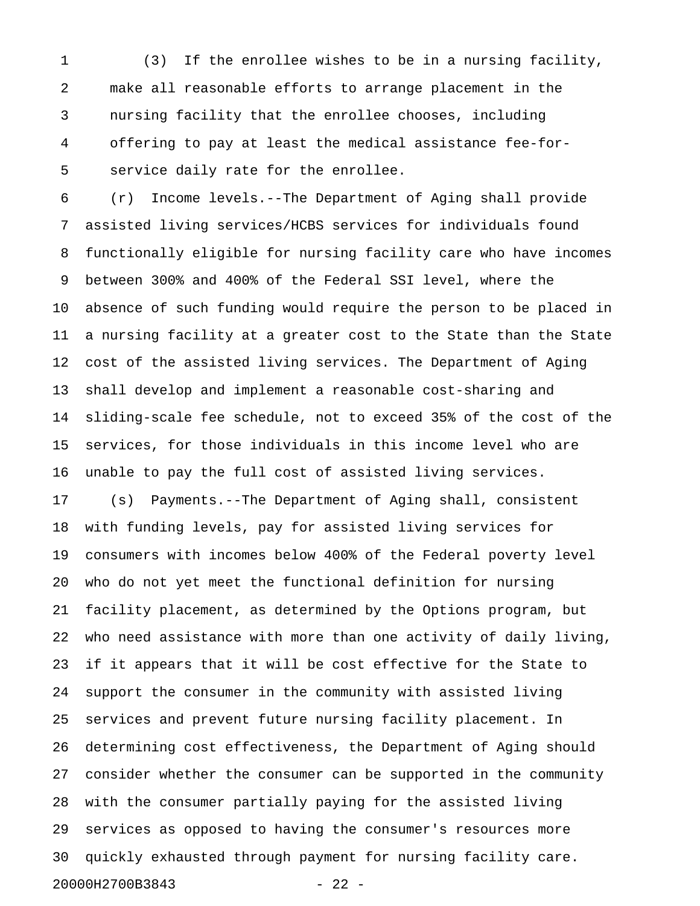(3) If the enrollee wishes to be in a nursing facility, make all reasonable efforts to arrange placement in the nursing facility that the enrollee chooses, including offering to pay at least the medical assistance fee-for-service daily rate for the enrollee.

(r) Income levels.--The Department of Aging shall provide assisted living services/HCBS services for individuals found functionally eligible for nursing facility care who have incomes between 300% and 400% of the Federal SSI level, where the absence of such funding would require the person to be placed in a nursing facility at a greater cost to the State than the State cost of the assisted living services. The Department of Aging shall develop and implement a reasonable cost-sharing and sliding-scale fee schedule, not to exceed 35% of the cost of the services, for those individuals in this income level who are unable to pay the full cost of assisted living services.

(s) Payments.--The Department of Aging shall, consistent with funding levels, pay for assisted living services for consumers with incomes below 400% of the Federal poverty level who do not yet meet the functional definition for nursing facility placement, as determined by the Options program, but who need assistance with more than one activity of daily living, if it appears that it will be cost effective for the State to support the consumer in the community with assisted living services and prevent future nursing facility placement. In determining cost effectiveness, the Department of Aging should consider whether the consumer can be supported in the community with the consumer partially paying for the assisted living services as opposed to having the consumer's resources more quickly exhausted through payment for nursing facility care.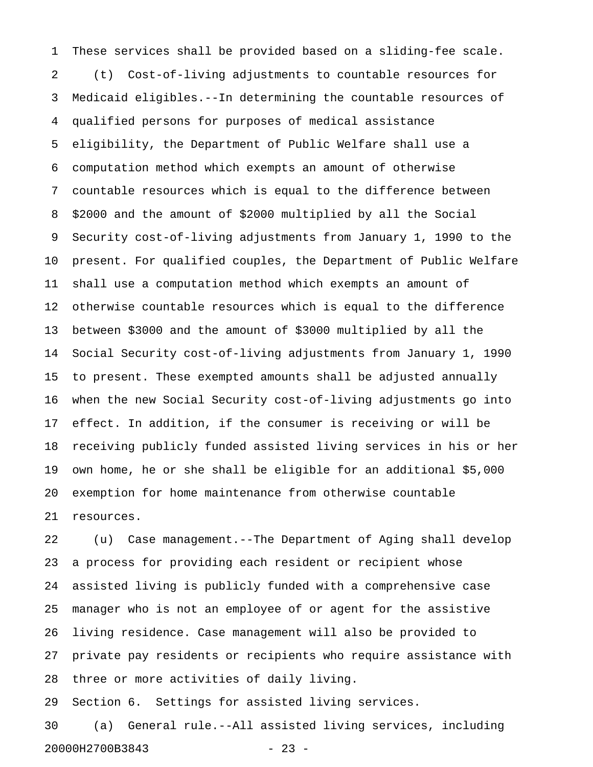These services shall be provided based on a sliding-fee scale.

(t) Cost-of-living adjustments to countable resources for Medicaid eligibles.--In determining the countable resources of qualified persons for purposes of medical assistance eligibility, the Department of Public Welfare shall use a computation method which exempts an amount of otherwise countable resources which is equal to the difference between $2000 and the amount of $2000 multiplied by all the Social Security cost-of-living adjustments from January 1, 1990 to the present. For qualified couples, the Department of Public Welfare shall use a computation method which exempts an amount of otherwise countable resources which is equal to the difference between $3000 and the amount of $3000 multiplied by all the Social Security cost-of-living adjustments from January 1, 1990 to present. These exempted amounts shall be adjusted annually when the new Social Security cost-of-living adjustments go into effect. In addition, if the consumer is receiving or will be receiving publicly funded assisted living services in his or her own home, he or she shall be eligible for an additional $5,000 exemption for home maintenance from otherwise countable resources.

(u) Case management.--The Department of Aging shall develop a process for providing each resident or recipient whose assisted living is publicly funded with a comprehensive case manager who is not an employee of or agent for the assistive living residence. Case management will also be provided to private pay residents or recipients who require assistance with three or more activities of daily living.

Section 6. Settings for assisted living services.

(a) General rule.--All assisted living services, including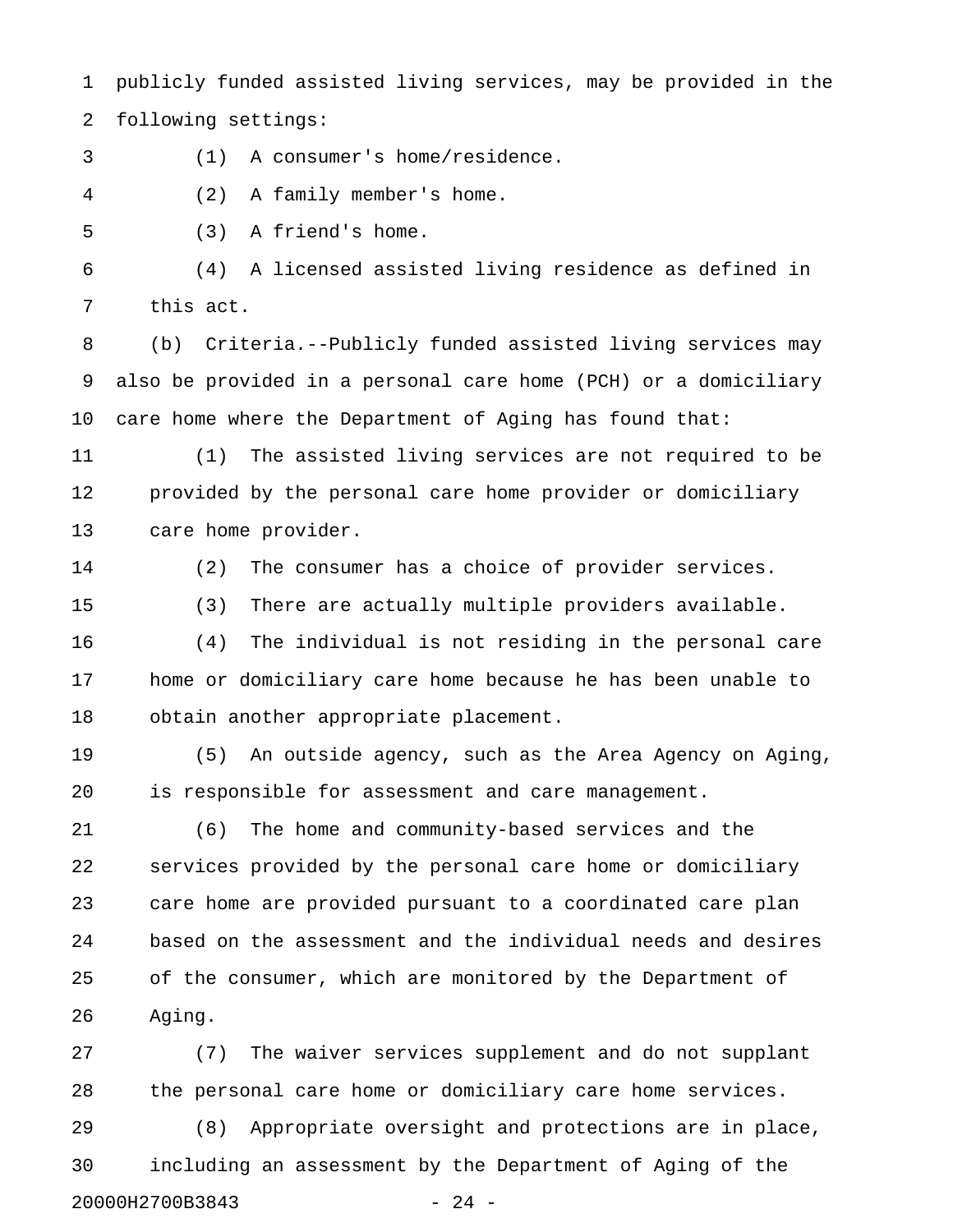publicly funded assisted living services, may be provided in the following settings:

(1) A consumer's home/residence.

(2) A family member's home.

(3) A friend's home.

(4) A licensed assisted living residence as defined in this act.

(b) Criteria.--Publicly funded assisted living services may also be provided in a personal care home (PCH) or a domiciliary care home where the Department of Aging has found that:

(1) The assisted living services are not required to be provided by the personal care home provider or domiciliary care home provider.

(2) The consumer has a choice of provider services.

(3) There are actually multiple providers available.

(4) The individual is not residing in the personal care home or domiciliary care home because he has been unable to obtain another appropriate placement.

(5) An outside agency, such as the Area Agency on Aging, is responsible for assessment and care management.

(6) The home and community-based services and the services provided by the personal care home or domiciliary care home are provided pursuant to a coordinated care plan based on the assessment and the individual needs and desires of the consumer, which are monitored by the Department of Aging.

(7) The waiver services supplement and do not supplant the personal care home or domiciliary care home services.

(8) Appropriate oversight and protections are in place, including an assessment by the Department of Aging of the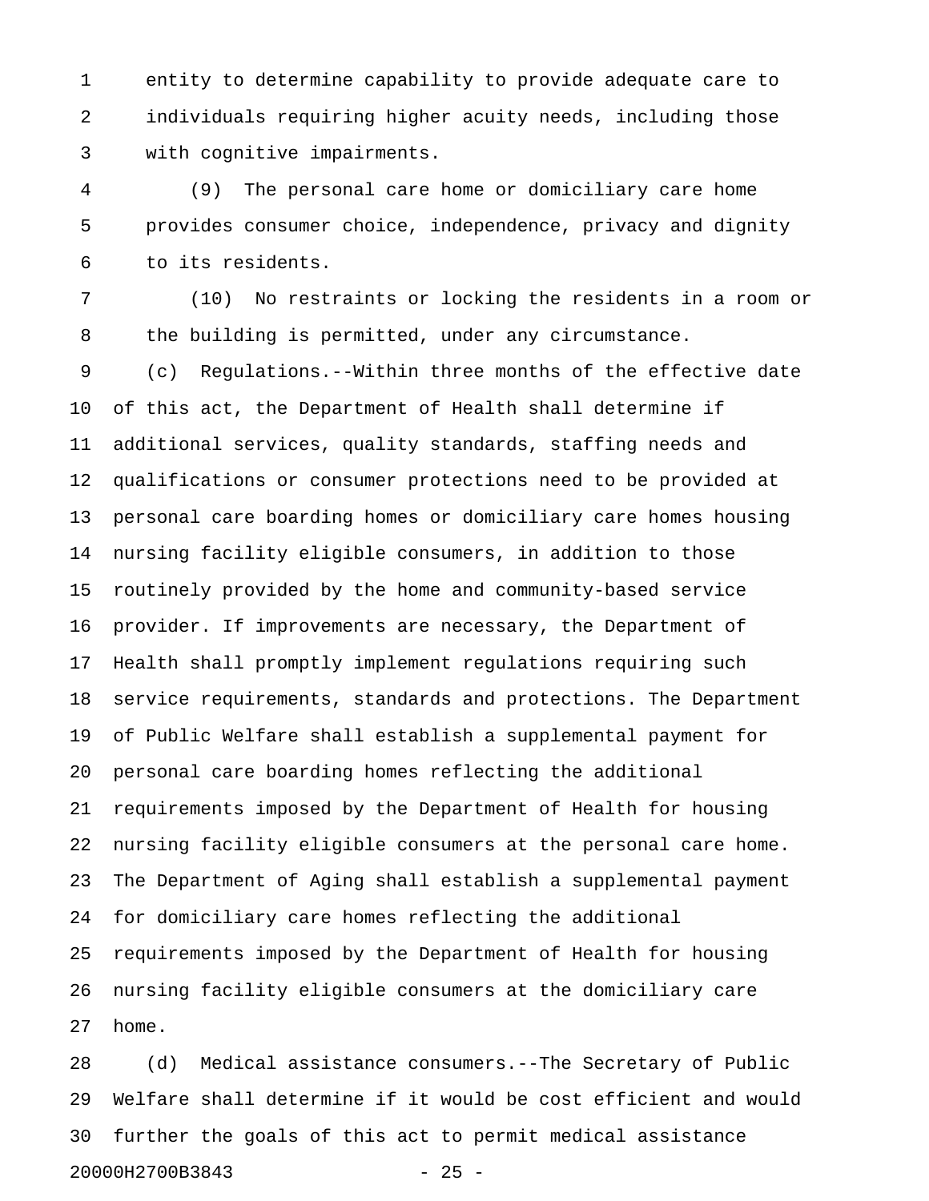entity to determine capability to provide adequate care to individuals requiring higher acuity needs, including those with cognitive impairments.

(9) The personal care home or domiciliary care home provides consumer choice, independence, privacy and dignity to its residents.

(10) No restraints or locking the residents in a room or the building is permitted, under any circumstance.

(c) Regulations.--Within three months of the effective date of this act, the Department of Health shall determine if additional services, quality standards, staffing needs and qualifications or consumer protections need to be provided at personal care boarding homes or domiciliary care homes housing nursing facility eligible consumers, in addition to those routinely provided by the home and community-based service provider. If improvements are necessary, the Department of Health shall promptly implement regulations requiring such service requirements, standards and protections. The Department of Public Welfare shall establish a supplemental payment for personal care boarding homes reflecting the additional requirements imposed by the Department of Health for housing nursing facility eligible consumers at the personal care home. The Department of Aging shall establish a supplemental payment for domiciliary care homes reflecting the additional requirements imposed by the Department of Health for housing nursing facility eligible consumers at the domiciliary care home.

(d) Medical assistance consumers.--The Secretary of Public Welfare shall determine if it would be cost efficient and would further the goals of this act to permit medical assistance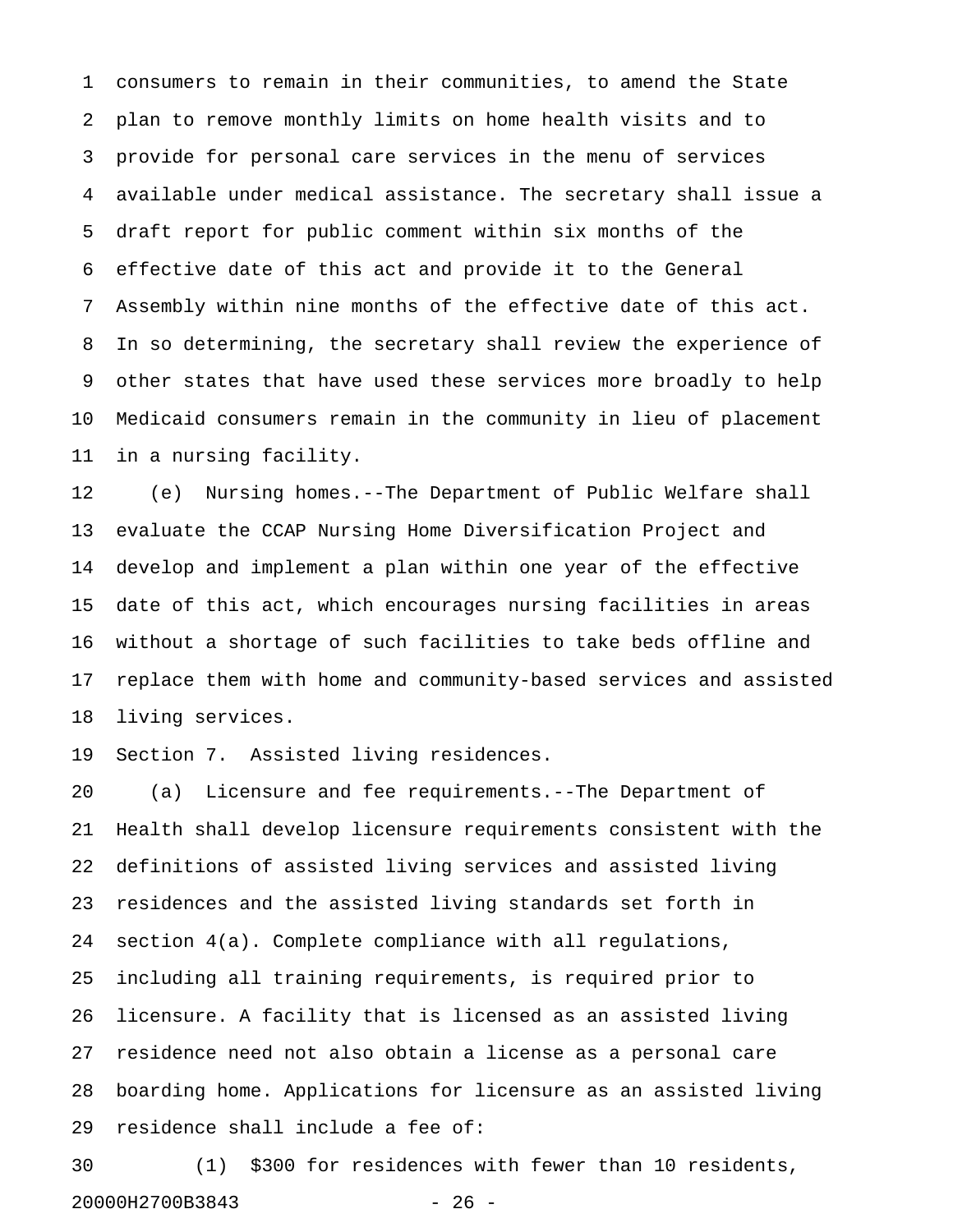consumers to remain in their communities, to amend the State plan to remove monthly limits on home health visits and to provide for personal care services in the menu of services available under medical assistance. The secretary shall issue a draft report for public comment within six months of the effective date of this act and provide it to the General Assembly within nine months of the effective date of this act. In so determining, the secretary shall review the experience of other states that have used these services more broadly to help Medicaid consumers remain in the community in lieu of placement in a nursing facility.

(e) Nursing homes.--The Department of Public Welfare shall evaluate the CCAP Nursing Home Diversification Project and develop and implement a plan within one year of the effective date of this act, which encourages nursing facilities in areas without a shortage of such facilities to take beds offline and replace them with home and community-based services and assisted living services.

Section 7. Assisted living residences.

(a) Licensure and fee requirements.--The Department of Health shall develop licensure requirements consistent with the definitions of assisted living services and assisted living residences and the assisted living standards set forth in section 4(a). Complete compliance with all regulations, including all training requirements, is required prior to licensure. A facility that is licensed as an assisted living residence need not also obtain a license as a personal care boarding home. Applications for licensure as an assisted living residence shall include a fee of:

(1) $300 for residences with fewer than 10 residents,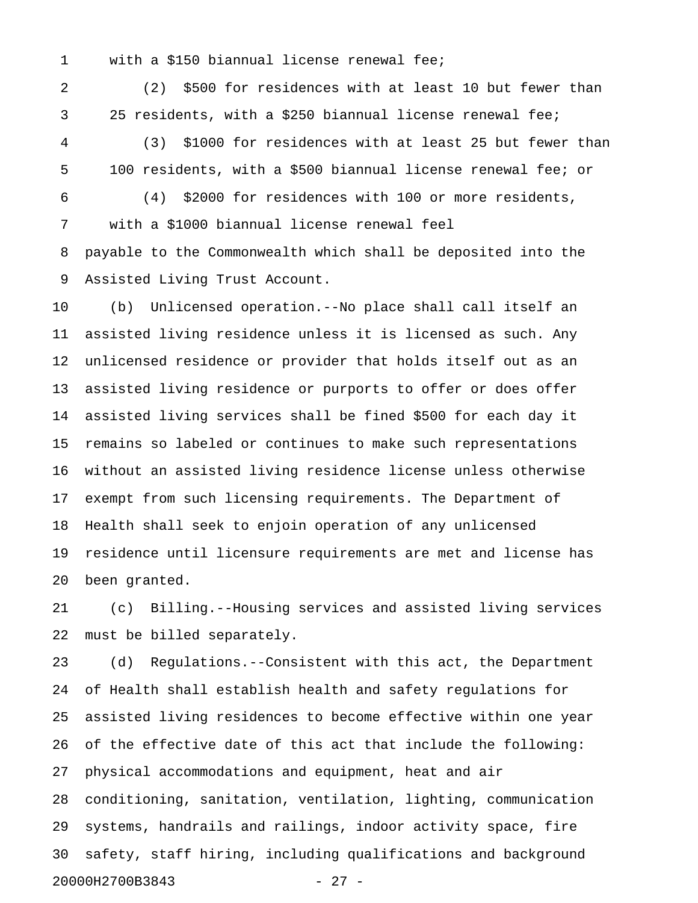with a $150 biannual license renewal fee;

(2) $500 for residences with at least 10 but fewer than 25 residents, with a $250 biannual license renewal fee;

(3) $1000 for residences with at least 25 but fewer than 100 residents, with a $500 biannual license renewal fee; or

(4) $2000 for residences with 100 or more residents, with a $1000 biannual license renewal feel

payable to the Commonwealth which shall be deposited into the Assisted Living Trust Account.

(b) Unlicensed operation.--No place shall call itself an assisted living residence unless it is licensed as such. Any unlicensed residence or provider that holds itself out as an assisted living residence or purports to offer or does offer assisted living services shall be fined $500 for each day it remains so labeled or continues to make such representations without an assisted living residence license unless otherwise exempt from such licensing requirements. The Department of Health shall seek to enjoin operation of any unlicensed residence until licensure requirements are met and license has been granted.

(c) Billing.--Housing services and assisted living services must be billed separately.

(d) Regulations.--Consistent with this act, the Department of Health shall establish health and safety regulations for assisted living residences to become effective within one year of the effective date of this act that include the following: physical accommodations and equipment, heat and air conditioning, sanitation, ventilation, lighting, communication systems, handrails and railings, indoor activity space, fire safety, staff hiring, including qualifications and background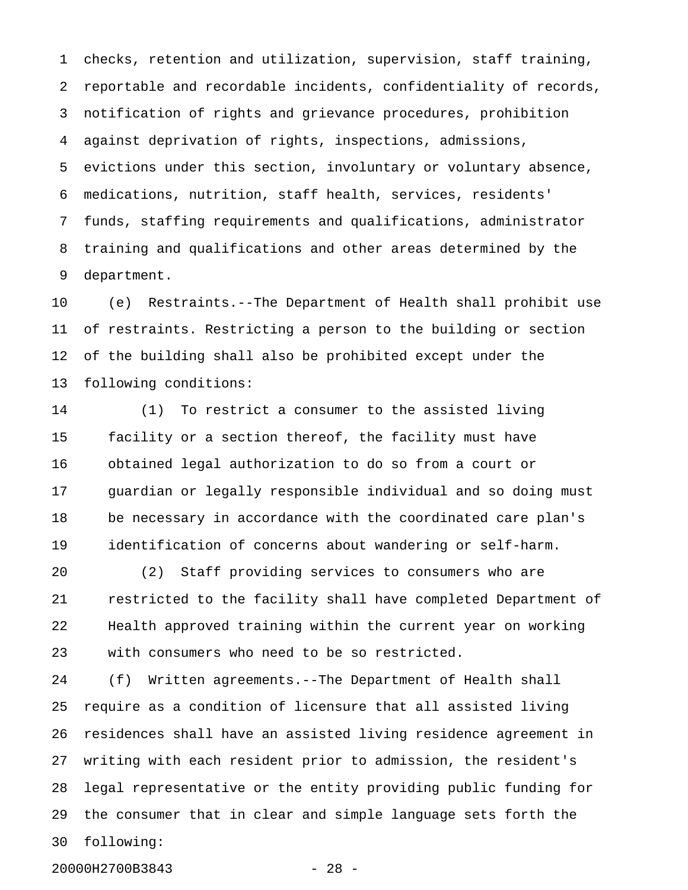checks, retention and utilization, supervision, staff training, reportable and recordable incidents, confidentiality of records, notification of rights and grievance procedures, prohibition against deprivation of rights, inspections, admissions, evictions under this section, involuntary or voluntary absence, medications, nutrition, staff health, services, residents' funds, staffing requirements and qualifications, administrator training and qualifications and other areas determined by the department.

(e) Restraints.--The Department of Health shall prohibit use of restraints. Restricting a person to the building or section of the building shall also be prohibited except under the following conditions:

(1) To restrict a consumer to the assisted living facility or a section thereof, the facility must have obtained legal authorization to do so from a court or guardian or legally responsible individual and so doing must be necessary in accordance with the coordinated care plan's identification of concerns about wandering or self-harm.

(2) Staff providing services to consumers who are restricted to the facility shall have completed Department of Health approved training within the current year on working with consumers who need to be so restricted.

(f) Written agreements.--The Department of Health shall require as a condition of licensure that all assisted living residences shall have an assisted living residence agreement in writing with each resident prior to admission, the resident's legal representative or the entity providing public funding for the consumer that in clear and simple language sets forth the following: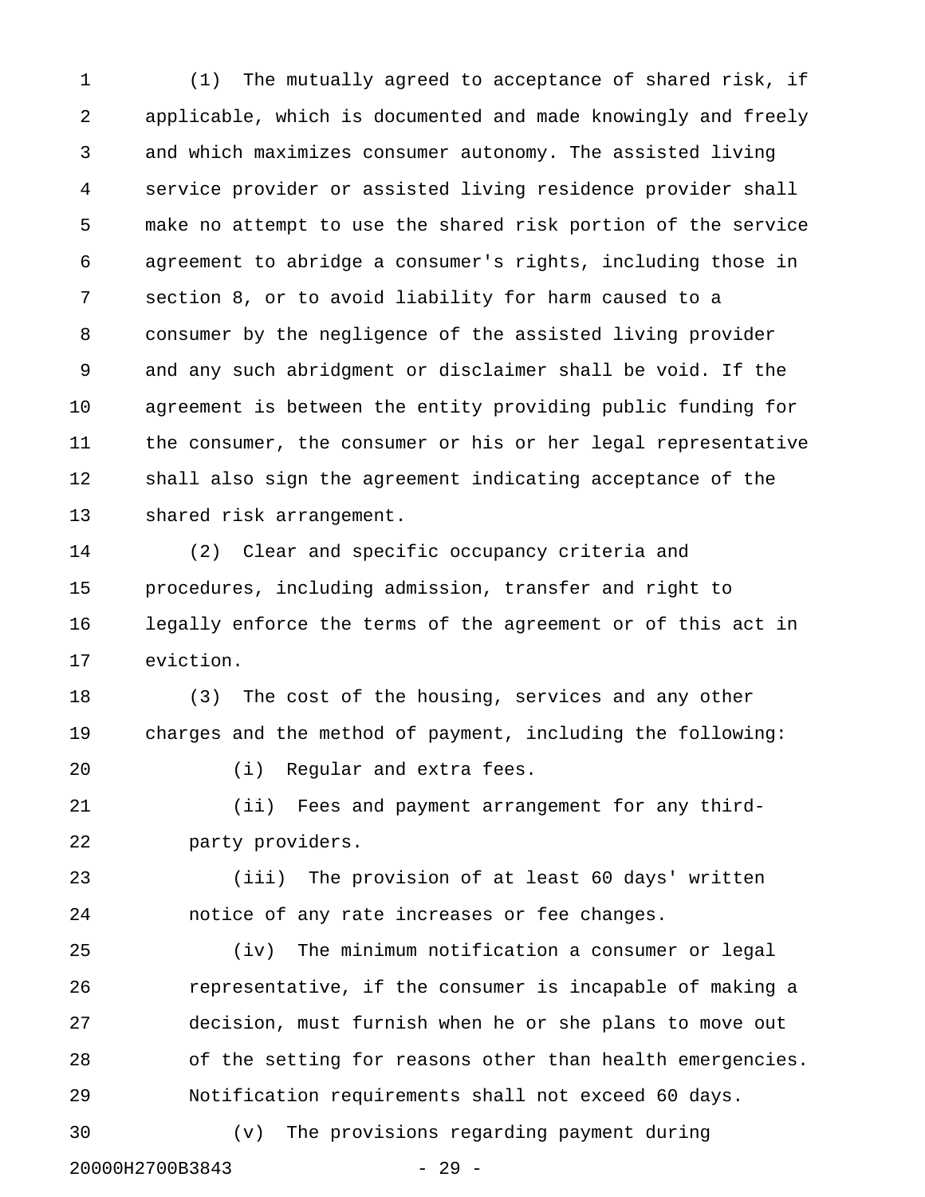(1) The mutually agreed to acceptance of shared risk, if applicable, which is documented and made knowingly and freely and which maximizes consumer autonomy. The assisted living service provider or assisted living residence provider shall make no attempt to use the shared risk portion of the service agreement to abridge a consumer's rights, including those in section 8, or to avoid liability for harm caused to a consumer by the negligence of the assisted living provider and any such abridgment or disclaimer shall be void. If the agreement is between the entity providing public funding for the consumer, the consumer or his or her legal representative shall also sign the agreement indicating acceptance of the shared risk arrangement.

(2) Clear and specific occupancy criteria and procedures, including admission, transfer and right to legally enforce the terms of the agreement or of this act in eviction.

(3) The cost of the housing, services and any other charges and the method of payment, including the following:

(i) Regular and extra fees.

(ii) Fees and payment arrangement for any third-party providers.

(iii) The provision of at least 60 days' written notice of any rate increases or fee changes.

(iv) The minimum notification a consumer or legal representative, if the consumer is incapable of making a decision, must furnish when he or she plans to move out of the setting for reasons other than health emergencies. Notification requirements shall not exceed 60 days.

(v) The provisions regarding payment during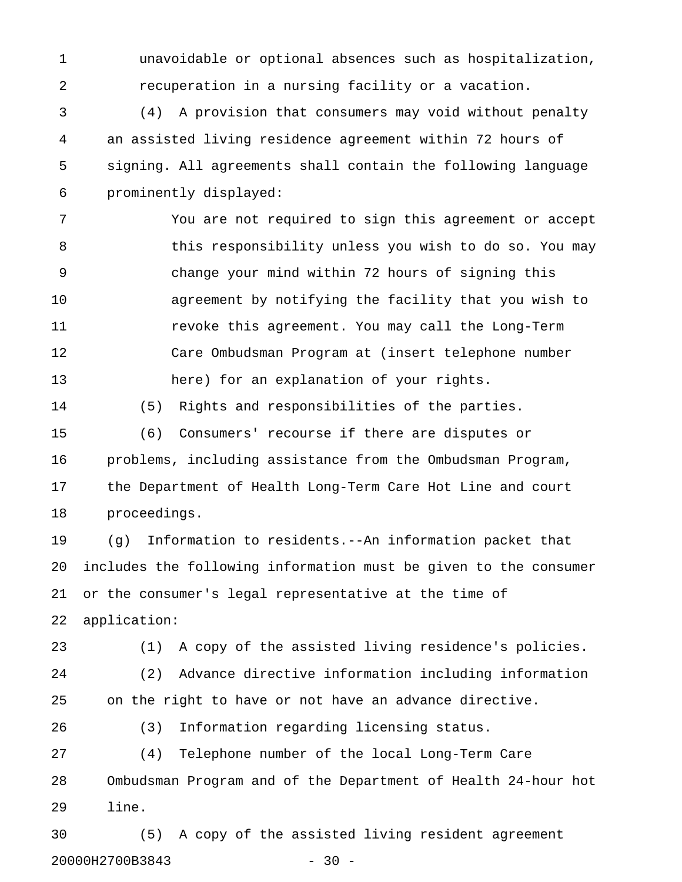unavoidable or optional absences such as hospitalization, recuperation in a nursing facility or a vacation.

(4) A provision that consumers may void without penalty an assisted living residence agreement within 72 hours of signing. All agreements shall contain the following language prominently displayed:

> You are not required to sign this agreement or accept this responsibility unless you wish to do so. You may change your mind within 72 hours of signing this agreement by notifying the facility that you wish to revoke this agreement. You may call the Long-Term Care Ombudsman Program at (insert telephone number here) for an explanation of your rights.

(5) Rights and responsibilities of the parties.

(6) Consumers' recourse if there are disputes or problems, including assistance from the Ombudsman Program, the Department of Health Long-Term Care Hot Line and court proceedings.

(g) Information to residents.--An information packet that includes the following information must be given to the consumer or the consumer's legal representative at the time of application:

(1) A copy of the assisted living residence's policies.

(2) Advance directive information including information on the right to have or not have an advance directive.

(3) Information regarding licensing status.

(4) Telephone number of the local Long-Term Care Ombudsman Program and of the Department of Health 24-hour hot line.

(5) A copy of the assisted living resident agreement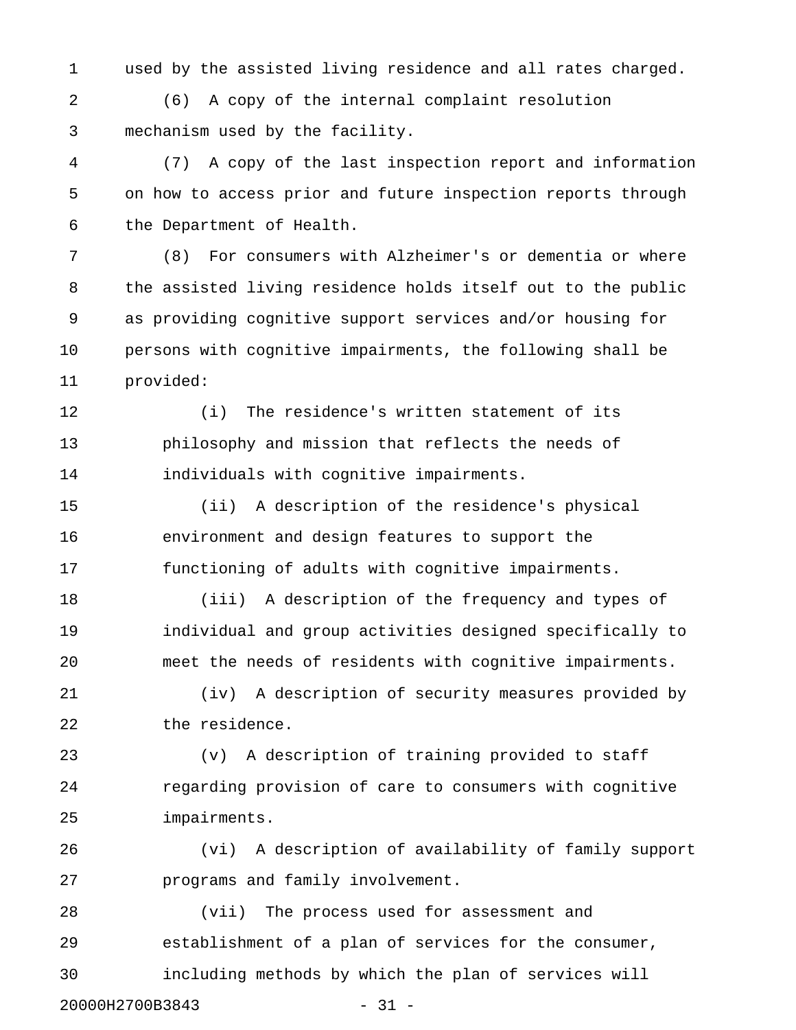used by the assisted living residence and all rates charged.

(6) A copy of the internal complaint resolution mechanism used by the facility.

(7) A copy of the last inspection report and information on how to access prior and future inspection reports through the Department of Health.

(8) For consumers with Alzheimer's or dementia or where the assisted living residence holds itself out to the public as providing cognitive support services and/or housing for persons with cognitive impairments, the following shall be provided:

(i) The residence's written statement of its philosophy and mission that reflects the needs of individuals with cognitive impairments.

(ii) A description of the residence's physical environment and design features to support the functioning of adults with cognitive impairments.

(iii) A description of the frequency and types of individual and group activities designed specifically to meet the needs of residents with cognitive impairments.

(iv) A description of security measures provided by the residence.

(v) A description of training provided to staff regarding provision of care to consumers with cognitive impairments.

(vi) A description of availability of family support programs and family involvement.

(vii) The process used for assessment and establishment of a plan of services for the consumer, including methods by which the plan of services will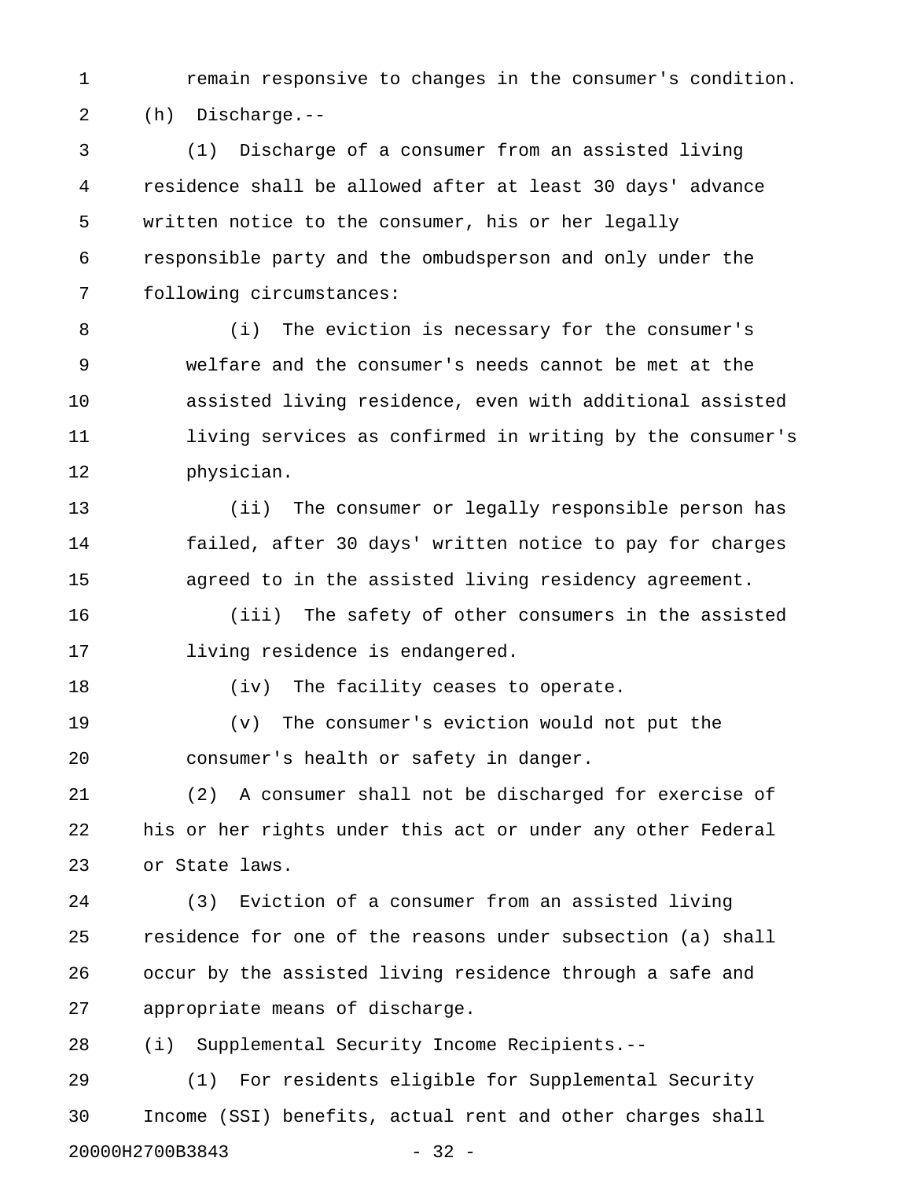remain responsive to changes in the consumer's condition.

(h) Discharge.--

(1) Discharge of a consumer from an assisted living residence shall be allowed after at least 30 days' advance written notice to the consumer, his or her legally responsible party and the ombudsperson and only under the following circumstances:

(i) The eviction is necessary for the consumer's welfare and the consumer's needs cannot be met at the assisted living residence, even with additional assisted living services as confirmed in writing by the consumer's physician.

(ii) The consumer or legally responsible person has failed, after 30 days' written notice to pay for charges agreed to in the assisted living residency agreement.

(iii) The safety of other consumers in the assisted living residence is endangered.

(iv) The facility ceases to operate.

(v) The consumer's eviction would not put the consumer's health or safety in danger.

(2) A consumer shall not be discharged for exercise of his or her rights under this act or under any other Federal or State laws.

(3) Eviction of a consumer from an assisted living residence for one of the reasons under subsection (a) shall occur by the assisted living residence through a safe and appropriate means of discharge.

(i) Supplemental Security Income Recipients.--

(1) For residents eligible for Supplemental Security Income (SSI) benefits, actual rent and other charges shall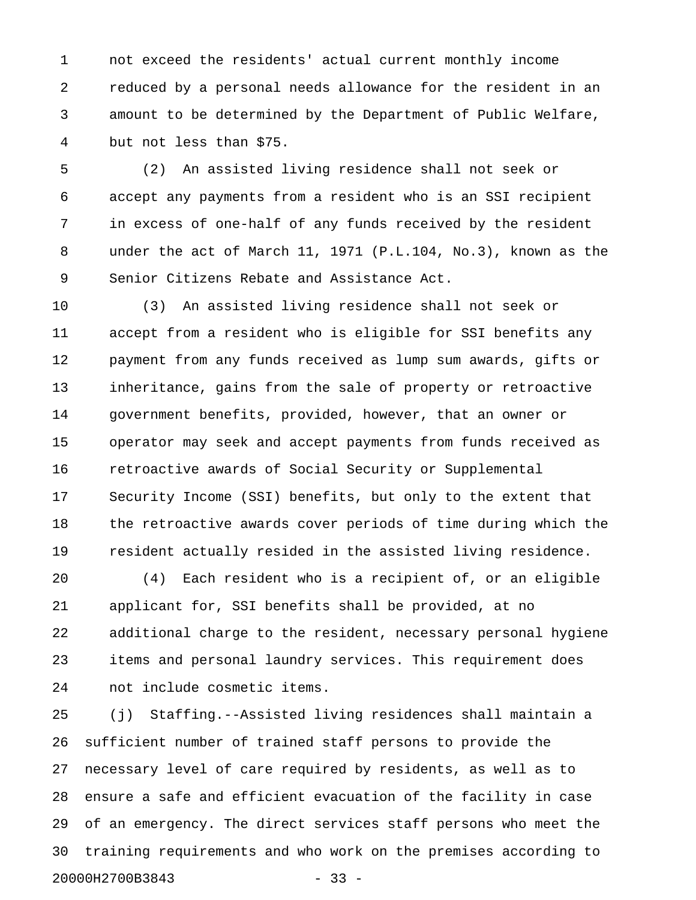not exceed the residents' actual current monthly income reduced by a personal needs allowance for the resident in an amount to be determined by the Department of Public Welfare, but not less than $75.

(2) An assisted living residence shall not seek or accept any payments from a resident who is an SSI recipient in excess of one-half of any funds received by the resident under the act of March 11, 1971 (P.L.104, No.3), known as the Senior Citizens Rebate and Assistance Act.

(3) An assisted living residence shall not seek or accept from a resident who is eligible for SSI benefits any payment from any funds received as lump sum awards, gifts or inheritance, gains from the sale of property or retroactive government benefits, provided, however, that an owner or operator may seek and accept payments from funds received as retroactive awards of Social Security or Supplemental Security Income (SSI) benefits, but only to the extent that the retroactive awards cover periods of time during which the resident actually resided in the assisted living residence.

(4) Each resident who is a recipient of, or an eligible applicant for, SSI benefits shall be provided, at no additional charge to the resident, necessary personal hygiene items and personal laundry services. This requirement does not include cosmetic items.

(j) Staffing.--Assisted living residences shall maintain a sufficient number of trained staff persons to provide the necessary level of care required by residents, as well as to ensure a safe and efficient evacuation of the facility in case of an emergency. The direct services staff persons who meet the training requirements and who work on the premises according to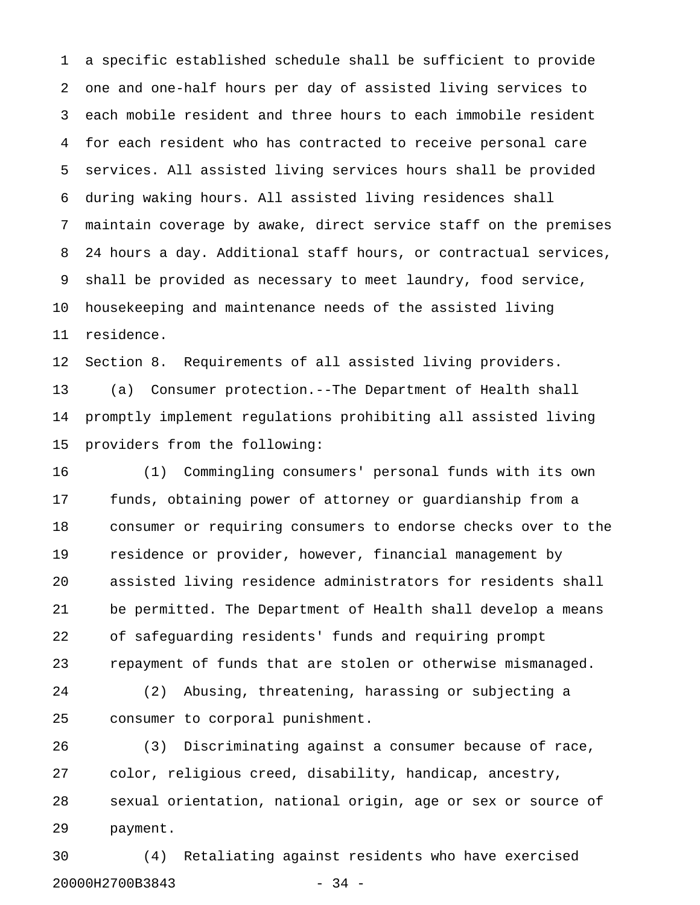a specific established schedule shall be sufficient to provide one and one-half hours per day of assisted living services to each mobile resident and three hours to each immobile resident for each resident who has contracted to receive personal care services. All assisted living services hours shall be provided during waking hours. All assisted living residences shall maintain coverage by awake, direct service staff on the premises 24 hours a day. Additional staff hours, or contractual services, shall be provided as necessary to meet laundry, food service, housekeeping and maintenance needs of the assisted living residence.

Section 8. Requirements of all assisted living providers.

(a) Consumer protection.--The Department of Health shall promptly implement regulations prohibiting all assisted living providers from the following:

(1) Commingling consumers' personal funds with its own funds, obtaining power of attorney or guardianship from a consumer or requiring consumers to endorse checks over to the residence or provider, however, financial management by assisted living residence administrators for residents shall be permitted. The Department of Health shall develop a means of safeguarding residents' funds and requiring prompt repayment of funds that are stolen or otherwise mismanaged.

(2) Abusing, threatening, harassing or subjecting a consumer to corporal punishment.

(3) Discriminating against a consumer because of race, color, religious creed, disability, handicap, ancestry, sexual orientation, national origin, age or sex or source of payment.

(4) Retaliating against residents who have exercised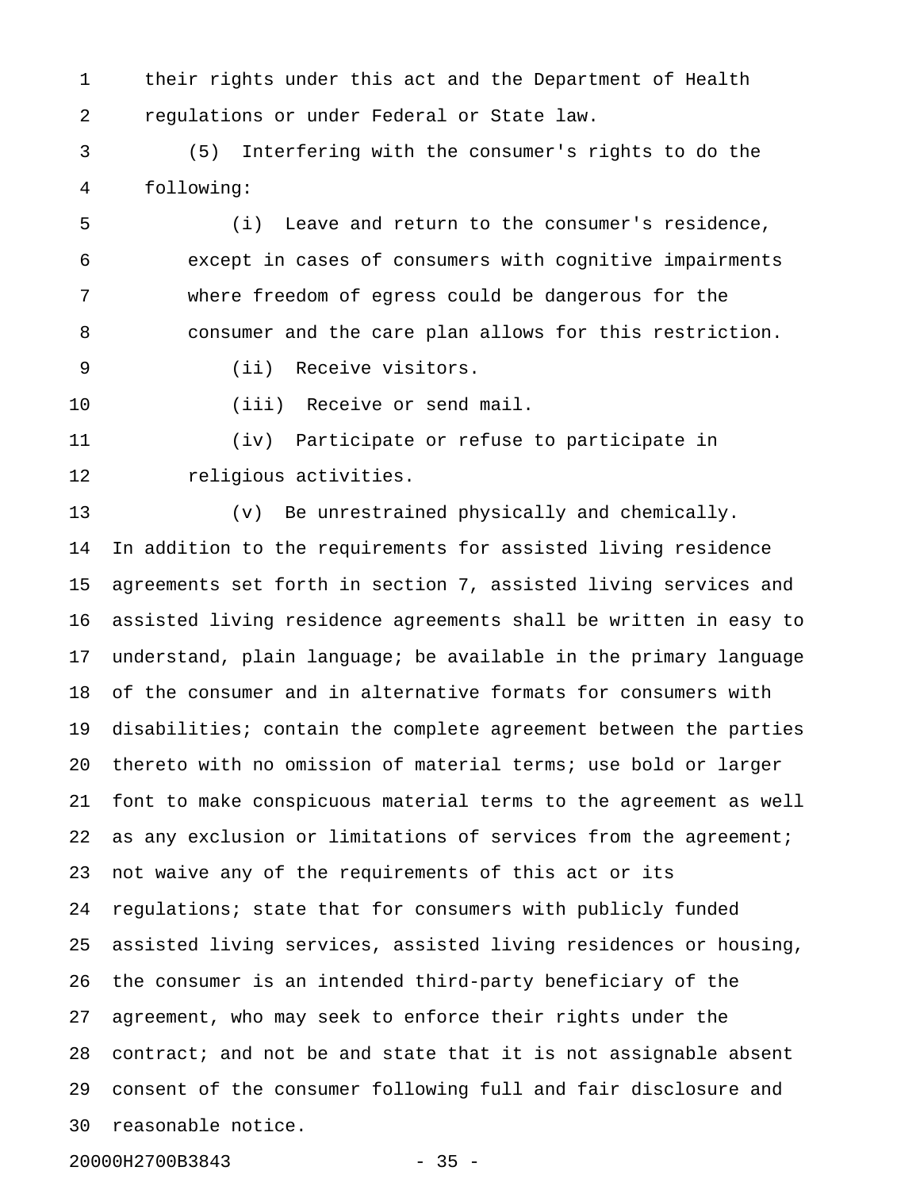their rights under this act and the Department of Health regulations or under Federal or State law.

(5) Interfering with the consumer's rights to do the following:

(i) Leave and return to the consumer's residence, except in cases of consumers with cognitive impairments where freedom of egress could be dangerous for the consumer and the care plan allows for this restriction.

(ii) Receive visitors.

(iii) Receive or send mail.

(iv) Participate or refuse to participate in religious activities.

(v) Be unrestrained physically and chemically.

In addition to the requirements for assisted living residence agreements set forth in section 7, assisted living services and assisted living residence agreements shall be written in easy to understand, plain language; be available in the primary language of the consumer and in alternative formats for consumers with disabilities; contain the complete agreement between the parties thereto with no omission of material terms; use bold or larger font to make conspicuous material terms to the agreement as well as any exclusion or limitations of services from the agreement; not waive any of the requirements of this act or its regulations; state that for consumers with publicly funded assisted living services, assisted living residences or housing, the consumer is an intended third-party beneficiary of the agreement, who may seek to enforce their rights under the contract; and not be and state that it is not assignable absent consent of the consumer following full and fair disclosure and reasonable notice.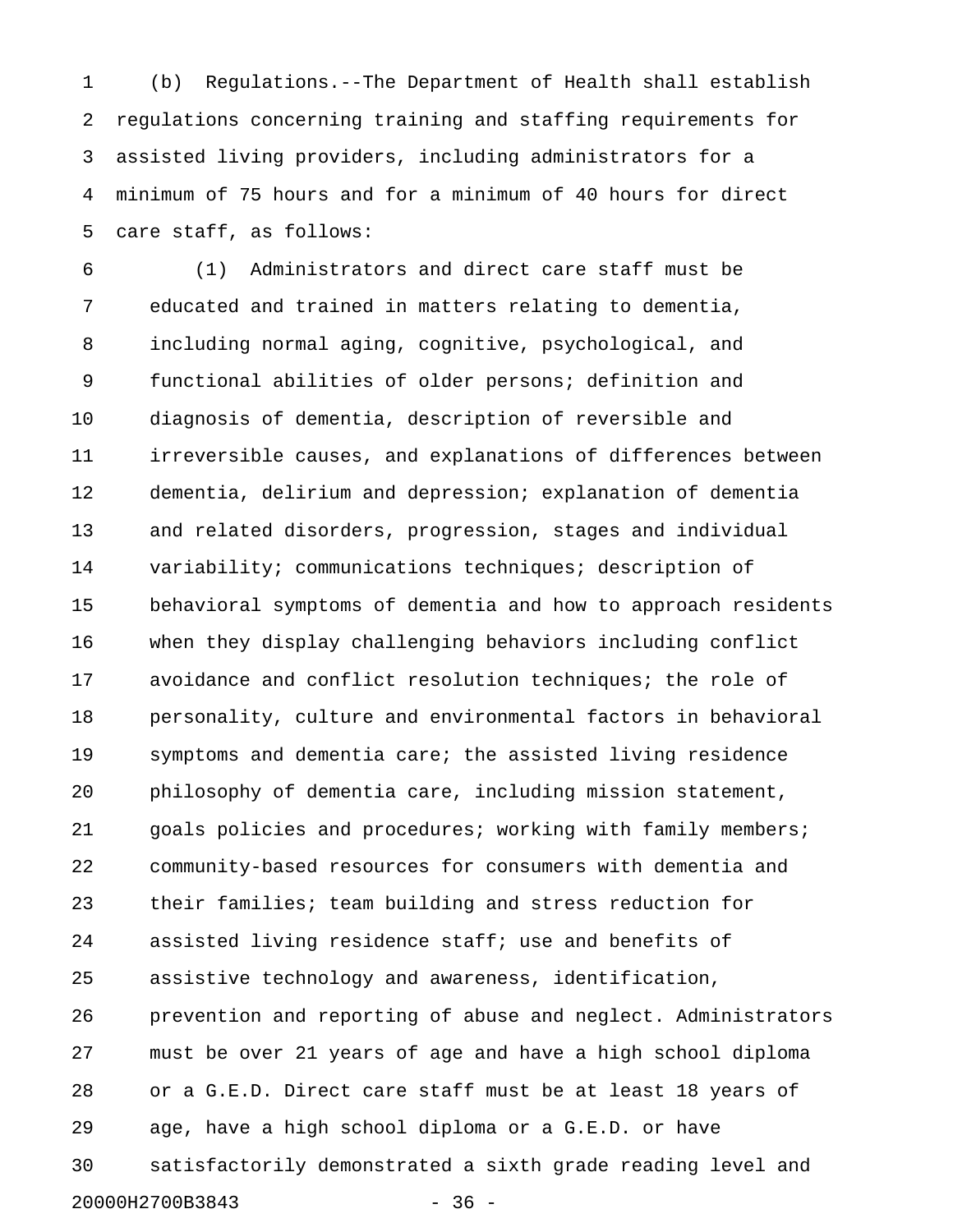(b) Regulations.--The Department of Health shall establish regulations concerning training and staffing requirements for assisted living providers, including administrators for a minimum of 75 hours and for a minimum of 40 hours for direct care staff, as follows:

(1) Administrators and direct care staff must be educated and trained in matters relating to dementia, including normal aging, cognitive, psychological, and functional abilities of older persons; definition and diagnosis of dementia, description of reversible and irreversible causes, and explanations of differences between dementia, delirium and depression; explanation of dementia and related disorders, progression, stages and individual variability; communications techniques; description of behavioral symptoms of dementia and how to approach residents when they display challenging behaviors including conflict avoidance and conflict resolution techniques; the role of personality, culture and environmental factors in behavioral symptoms and dementia care; the assisted living residence philosophy of dementia care, including mission statement, goals policies and procedures; working with family members; community-based resources for consumers with dementia and their families; team building and stress reduction for assisted living residence staff; use and benefits of assistive technology and awareness, identification, prevention and reporting of abuse and neglect. Administrators must be over 21 years of age and have a high school diploma or a G.E.D. Direct care staff must be at least 18 years of age, have a high school diploma or a G.E.D. or have satisfactorily demonstrated a sixth grade reading level and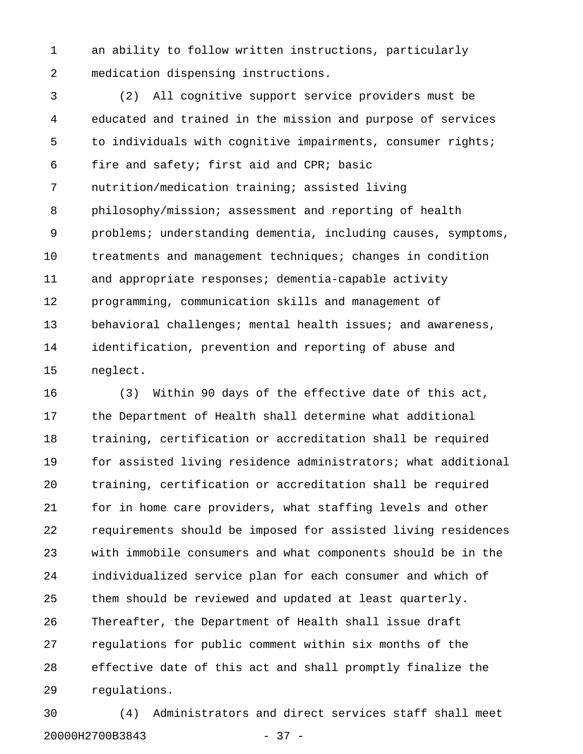an ability to follow written instructions, particularly medication dispensing instructions.

(2) All cognitive support service providers must be educated and trained in the mission and purpose of services to individuals with cognitive impairments, consumer rights; fire and safety; first aid and CPR; basic nutrition/medication training; assisted living philosophy/mission; assessment and reporting of health problems; understanding dementia, including causes, symptoms, treatments and management techniques; changes in condition and appropriate responses; dementia-capable activity programming, communication skills and management of behavioral challenges; mental health issues; and awareness, identification, prevention and reporting of abuse and neglect.

(3) Within 90 days of the effective date of this act, the Department of Health shall determine what additional training, certification or accreditation shall be required for assisted living residence administrators; what additional training, certification or accreditation shall be required for in home care providers, what staffing levels and other requirements should be imposed for assisted living residences with immobile consumers and what components should be in the individualized service plan for each consumer and which of them should be reviewed and updated at least quarterly. Thereafter, the Department of Health shall issue draft regulations for public comment within six months of the effective date of this act and shall promptly finalize the regulations.

(4) Administrators and direct services staff shall meet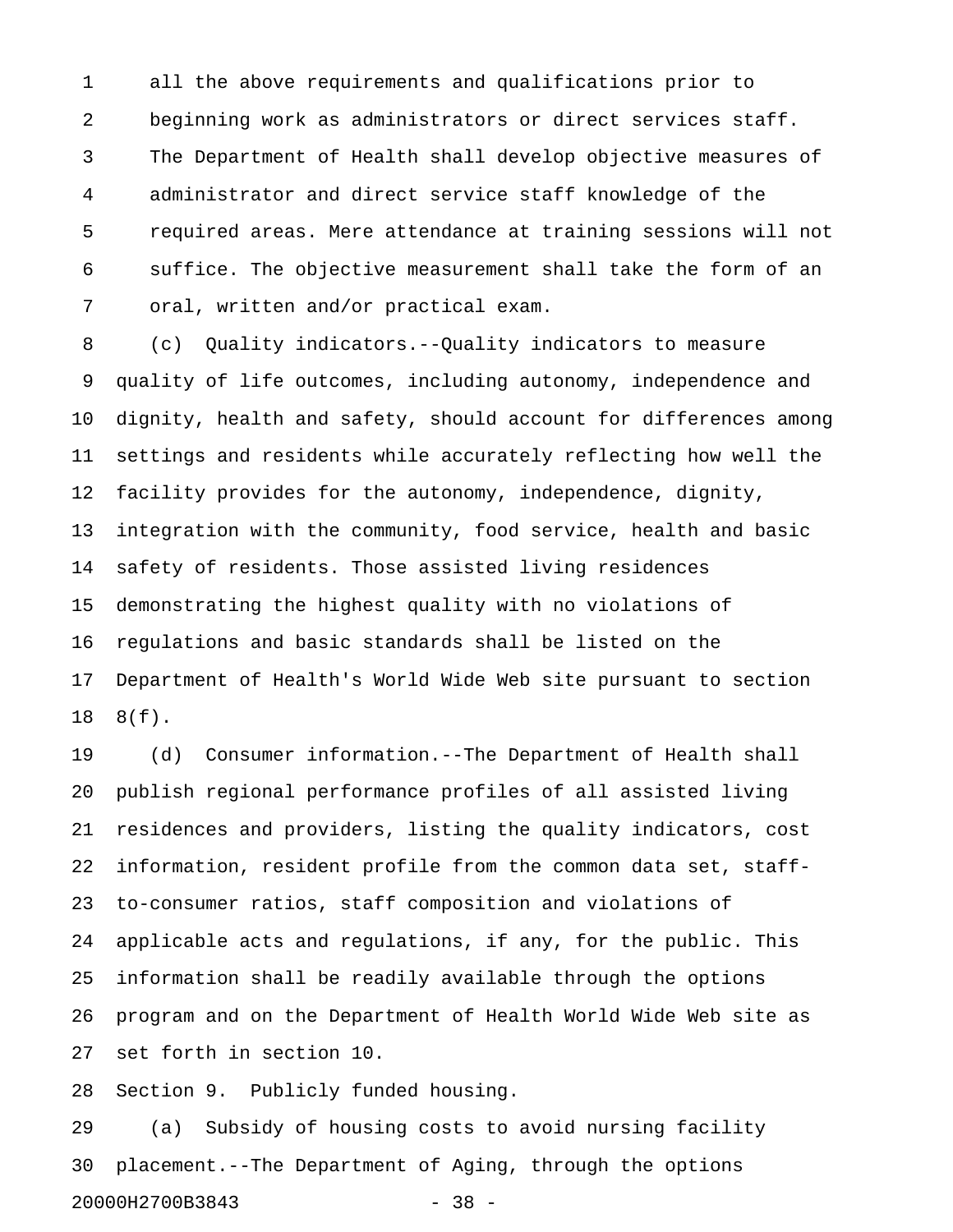all the above requirements and qualifications prior to beginning work as administrators or direct services staff. The Department of Health shall develop objective measures of administrator and direct service staff knowledge of the required areas. Mere attendance at training sessions will not suffice. The objective measurement shall take the form of an oral, written and/or practical exam.

(c) Quality indicators.--Quality indicators to measure quality of life outcomes, including autonomy, independence and dignity, health and safety, should account for differences among settings and residents while accurately reflecting how well the facility provides for the autonomy, independence, dignity, integration with the community, food service, health and basic safety of residents. Those assisted living residences demonstrating the highest quality with no violations of regulations and basic standards shall be listed on the Department of Health's World Wide Web site pursuant to section 8(f).

(d) Consumer information.--The Department of Health shall publish regional performance profiles of all assisted living residences and providers, listing the quality indicators, cost information, resident profile from the common data set, staff-to-consumer ratios, staff composition and violations of applicable acts and regulations, if any, for the public. This information shall be readily available through the options program and on the Department of Health World Wide Web site as set forth in section 10.

Section 9. Publicly funded housing.

(a) Subsidy of housing costs to avoid nursing facility placement.--The Department of Aging, through the options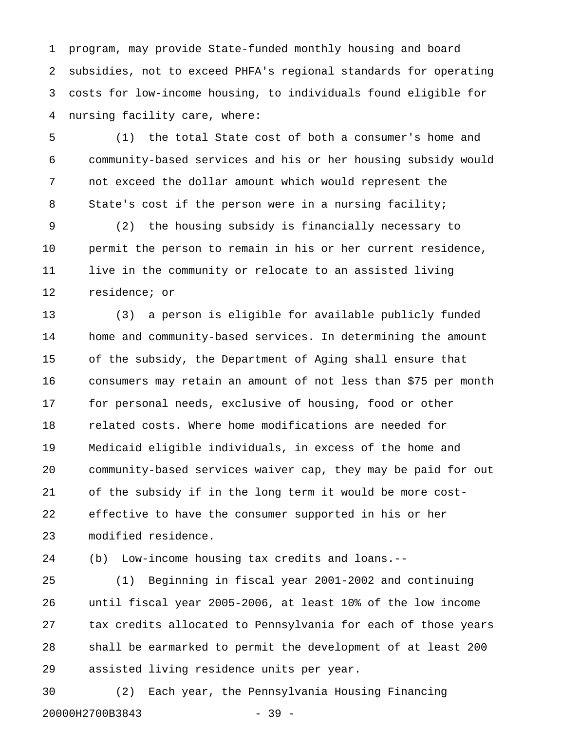program, may provide State-funded monthly housing and board subsidies, not to exceed PHFA's regional standards for operating costs for low-income housing, to individuals found eligible for nursing facility care, where:

(1) the total State cost of both a consumer's home and community-based services and his or her housing subsidy would not exceed the dollar amount which would represent the State's cost if the person were in a nursing facility;

(2) the housing subsidy is financially necessary to permit the person to remain in his or her current residence, live in the community or relocate to an assisted living residence; or

(3) a person is eligible for available publicly funded home and community-based services. In determining the amount of the subsidy, the Department of Aging shall ensure that consumers may retain an amount of not less than $75 per month for personal needs, exclusive of housing, food or other related costs. Where home modifications are needed for Medicaid eligible individuals, in excess of the home and community-based services waiver cap, they may be paid for out of the subsidy if in the long term it would be more cost-effective to have the consumer supported in his or her modified residence.

(b) Low-income housing tax credits and loans.--

(1) Beginning in fiscal year 2001-2002 and continuing until fiscal year 2005-2006, at least 10% of the low income tax credits allocated to Pennsylvania for each of those years shall be earmarked to permit the development of at least 200 assisted living residence units per year.

(2) Each year, the Pennsylvania Housing Financing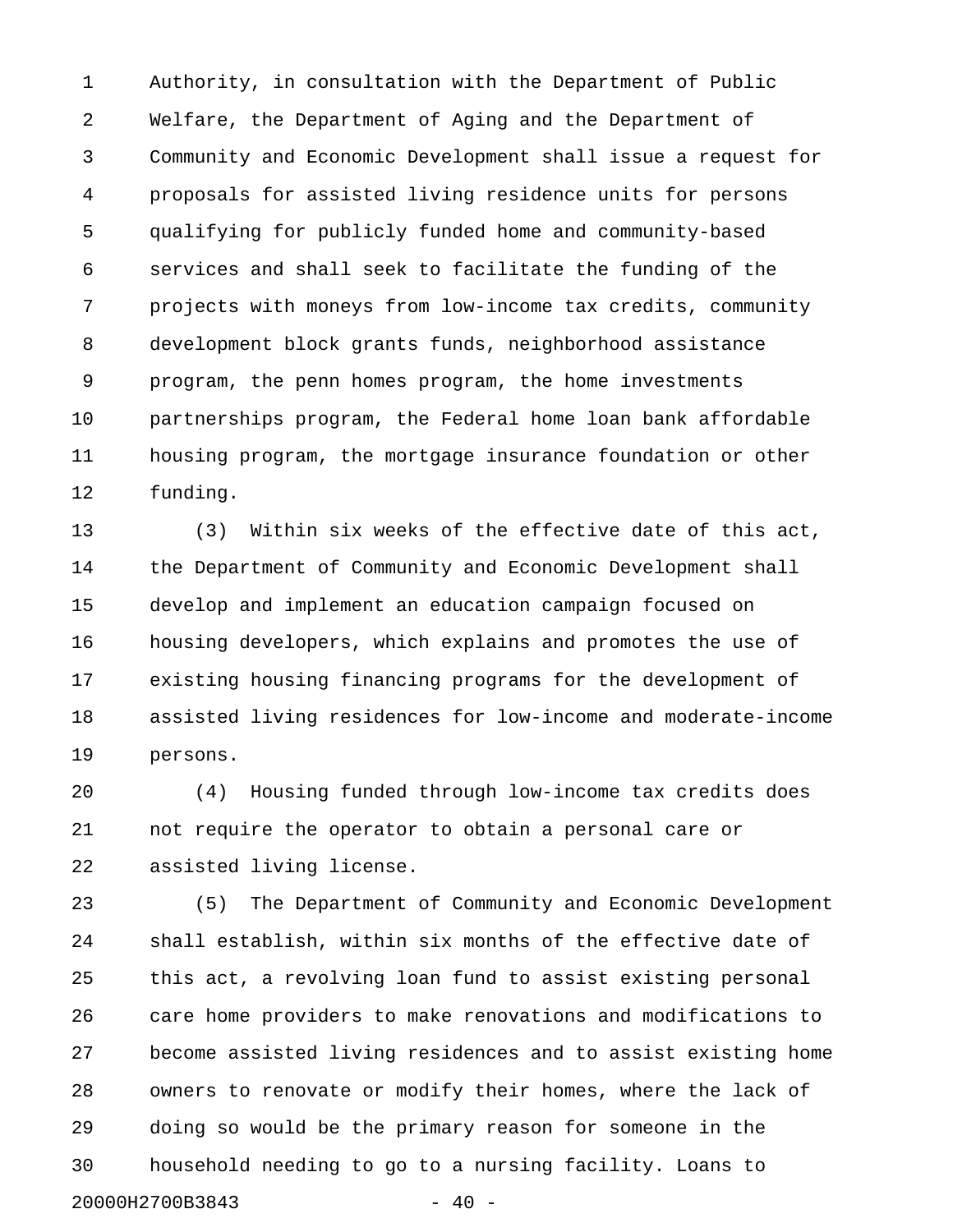Authority, in consultation with the Department of Public Welfare, the Department of Aging and the Department of Community and Economic Development shall issue a request for proposals for assisted living residence units for persons qualifying for publicly funded home and community-based services and shall seek to facilitate the funding of the projects with moneys from low-income tax credits, community development block grants funds, neighborhood assistance program, the penn homes program, the home investments partnerships program, the Federal home loan bank affordable housing program, the mortgage insurance foundation or other funding.

(3) Within six weeks of the effective date of this act, the Department of Community and Economic Development shall develop and implement an education campaign focused on housing developers, which explains and promotes the use of existing housing financing programs for the development of assisted living residences for low-income and moderate-income persons.

(4) Housing funded through low-income tax credits does not require the operator to obtain a personal care or assisted living license.

(5) The Department of Community and Economic Development shall establish, within six months of the effective date of this act, a revolving loan fund to assist existing personal care home providers to make renovations and modifications to become assisted living residences and to assist existing home owners to renovate or modify their homes, where the lack of doing so would be the primary reason for someone in the household needing to go to a nursing facility. Loans to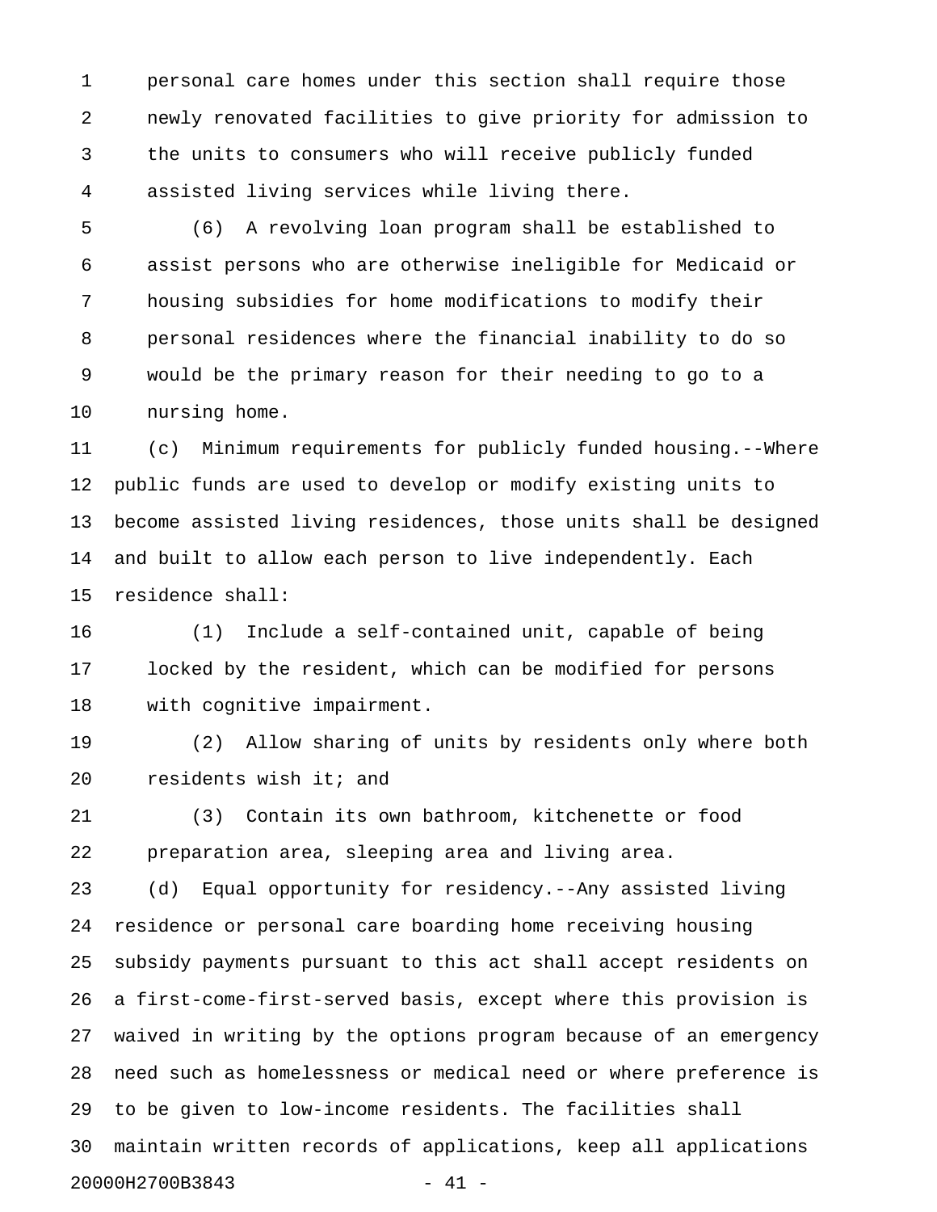personal care homes under this section shall require those newly renovated facilities to give priority for admission to the units to consumers who will receive publicly funded assisted living services while living there.

(6) A revolving loan program shall be established to assist persons who are otherwise ineligible for Medicaid or housing subsidies for home modifications to modify their personal residences where the financial inability to do so would be the primary reason for their needing to go to a nursing home.

(c) Minimum requirements for publicly funded housing.--Where public funds are used to develop or modify existing units to become assisted living residences, those units shall be designed and built to allow each person to live independently. Each residence shall:

(1) Include a self-contained unit, capable of being locked by the resident, which can be modified for persons with cognitive impairment.

(2) Allow sharing of units by residents only where both residents wish it; and

(3) Contain its own bathroom, kitchenette or food preparation area, sleeping area and living area.

(d) Equal opportunity for residency.--Any assisted living residence or personal care boarding home receiving housing subsidy payments pursuant to this act shall accept residents on a first-come-first-served basis, except where this provision is waived in writing by the options program because of an emergency need such as homelessness or medical need or where preference is to be given to low-income residents. The facilities shall maintain written records of applications, keep all applications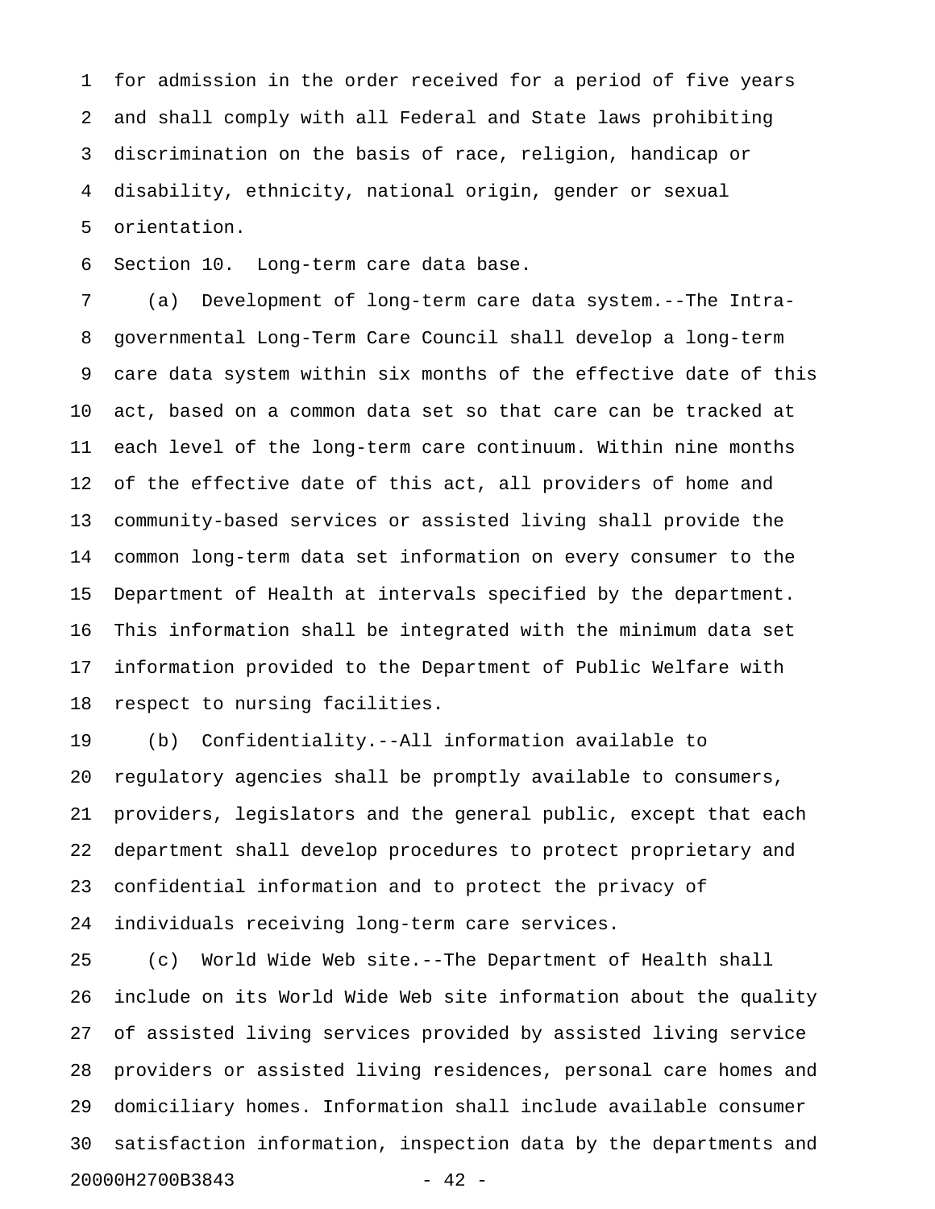for admission in the order received for a period of five years and shall comply with all Federal and State laws prohibiting discrimination on the basis of race, religion, handicap or disability, ethnicity, national origin, gender or sexual orientation.

Section 10. Long-term care data base.

(a) Development of long-term care data system.--The Intra-governmental Long-Term Care Council shall develop a long-term care data system within six months of the effective date of this act, based on a common data set so that care can be tracked at each level of the long-term care continuum. Within nine months of the effective date of this act, all providers of home and community-based services or assisted living shall provide the common long-term data set information on every consumer to the Department of Health at intervals specified by the department. This information shall be integrated with the minimum data set information provided to the Department of Public Welfare with respect to nursing facilities.

(b) Confidentiality.--All information available to regulatory agencies shall be promptly available to consumers, providers, legislators and the general public, except that each department shall develop procedures to protect proprietary and confidential information and to protect the privacy of individuals receiving long-term care services.

(c) World Wide Web site.--The Department of Health shall include on its World Wide Web site information about the quality of assisted living services provided by assisted living service providers or assisted living residences, personal care homes and domiciliary homes. Information shall include available consumer satisfaction information, inspection data by the departments and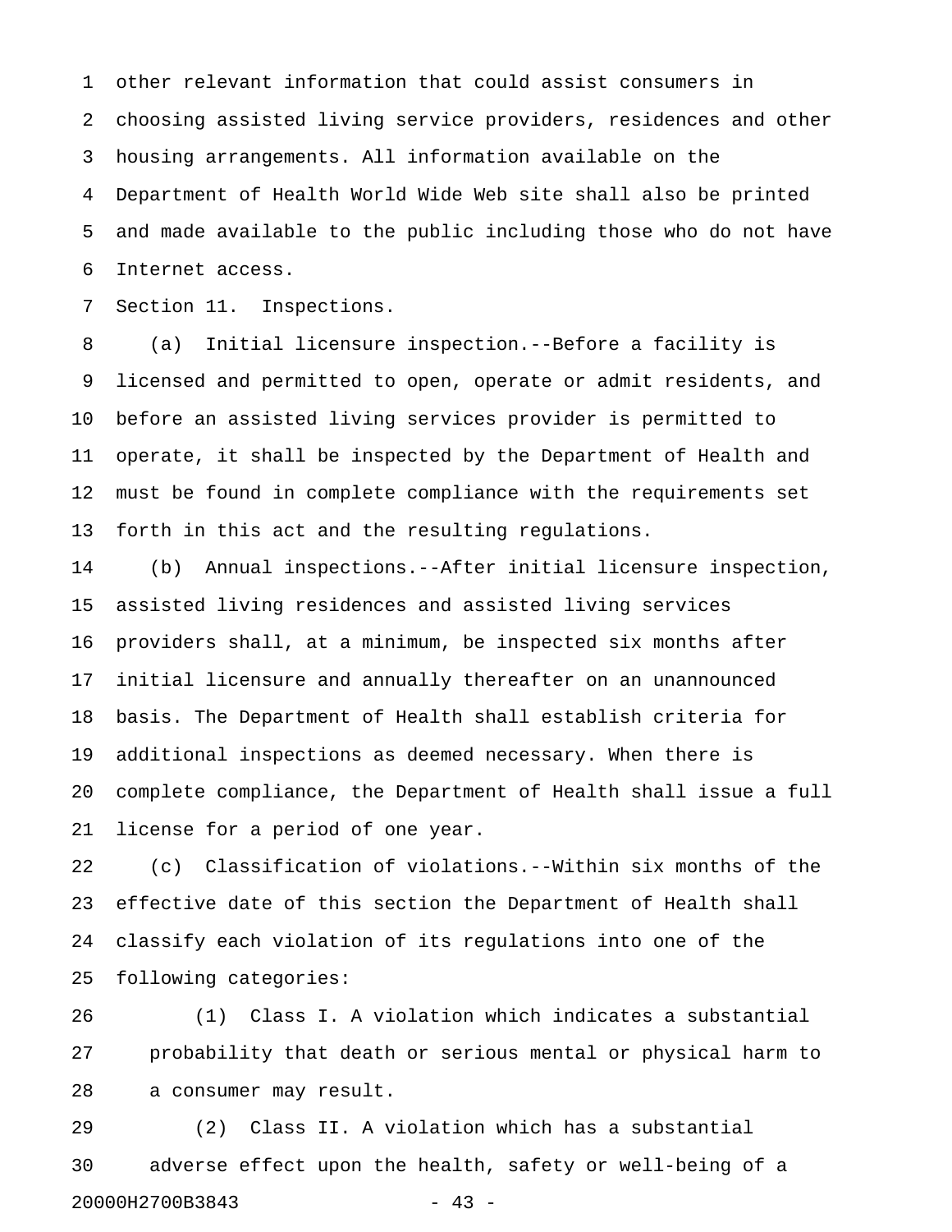other relevant information that could assist consumers in choosing assisted living service providers, residences and other housing arrangements. All information available on the Department of Health World Wide Web site shall also be printed and made available to the public including those who do not have Internet access.

Section 11. Inspections.

(a) Initial licensure inspection.--Before a facility is licensed and permitted to open, operate or admit residents, and before an assisted living services provider is permitted to operate, it shall be inspected by the Department of Health and must be found in complete compliance with the requirements set forth in this act and the resulting regulations.

(b) Annual inspections.--After initial licensure inspection, assisted living residences and assisted living services providers shall, at a minimum, be inspected six months after initial licensure and annually thereafter on an unannounced basis. The Department of Health shall establish criteria for additional inspections as deemed necessary. When there is complete compliance, the Department of Health shall issue a full license for a period of one year.

(c) Classification of violations.--Within six months of the effective date of this section the Department of Health shall classify each violation of its regulations into one of the following categories:

(1) Class I. A violation which indicates a substantial probability that death or serious mental or physical harm to a consumer may result.

(2) Class II. A violation which has a substantial adverse effect upon the health, safety or well-being of a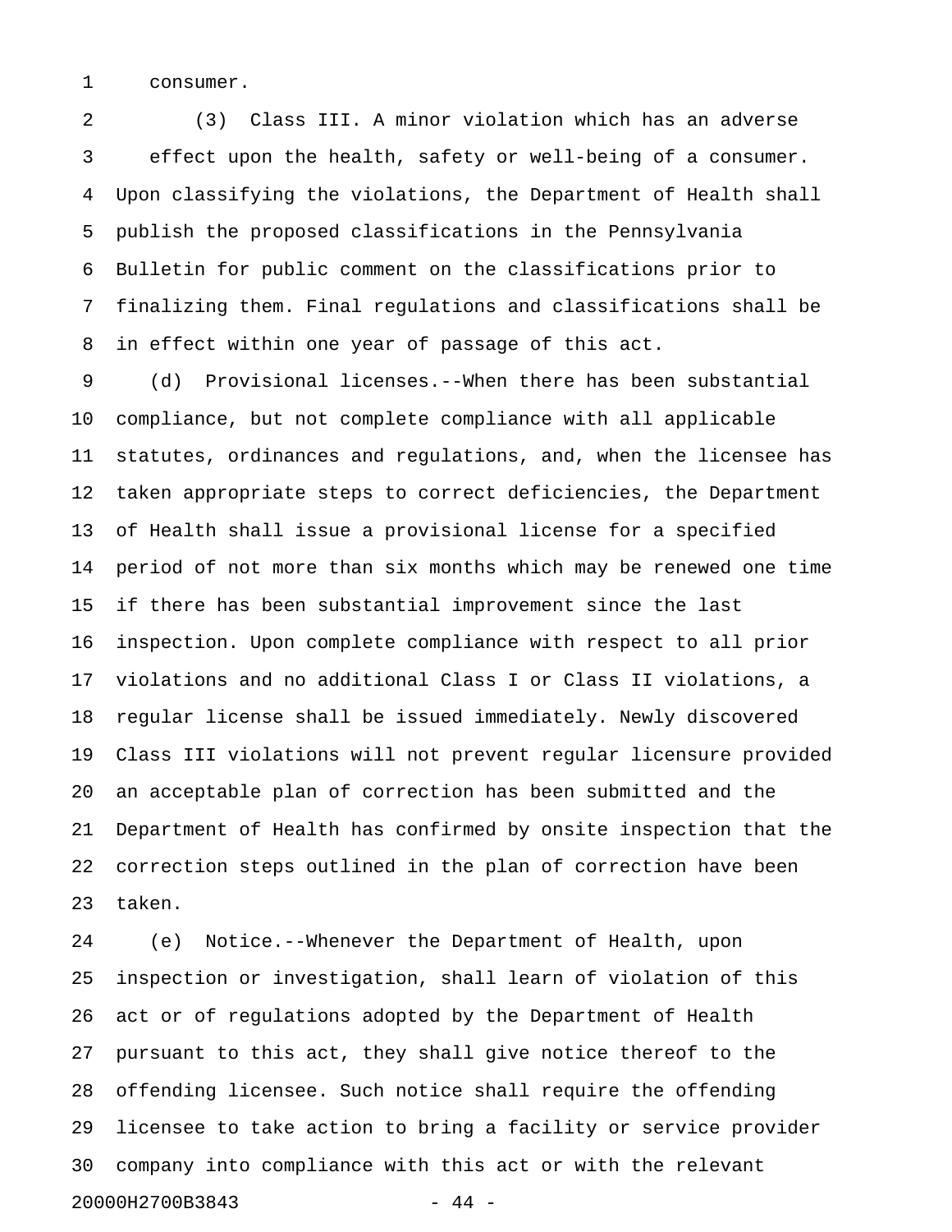consumer.

(3) Class III. A minor violation which has an adverse effect upon the health, safety or well-being of a consumer.

Upon classifying the violations, the Department of Health shall publish the proposed classifications in the Pennsylvania Bulletin for public comment on the classifications prior to finalizing them. Final regulations and classifications shall be in effect within one year of passage of this act.

(d) Provisional licenses.--When there has been substantial compliance, but not complete compliance with all applicable statutes, ordinances and regulations, and, when the licensee has taken appropriate steps to correct deficiencies, the Department of Health shall issue a provisional license for a specified period of not more than six months which may be renewed one time if there has been substantial improvement since the last inspection. Upon complete compliance with respect to all prior violations and no additional Class I or Class II violations, a regular license shall be issued immediately. Newly discovered Class III violations will not prevent regular licensure provided an acceptable plan of correction has been submitted and the Department of Health has confirmed by onsite inspection that the correction steps outlined in the plan of correction have been taken.

(e) Notice.--Whenever the Department of Health, upon inspection or investigation, shall learn of violation of this act or of regulations adopted by the Department of Health pursuant to this act, they shall give notice thereof to the offending licensee. Such notice shall require the offending licensee to take action to bring a facility or service provider company into compliance with this act or with the relevant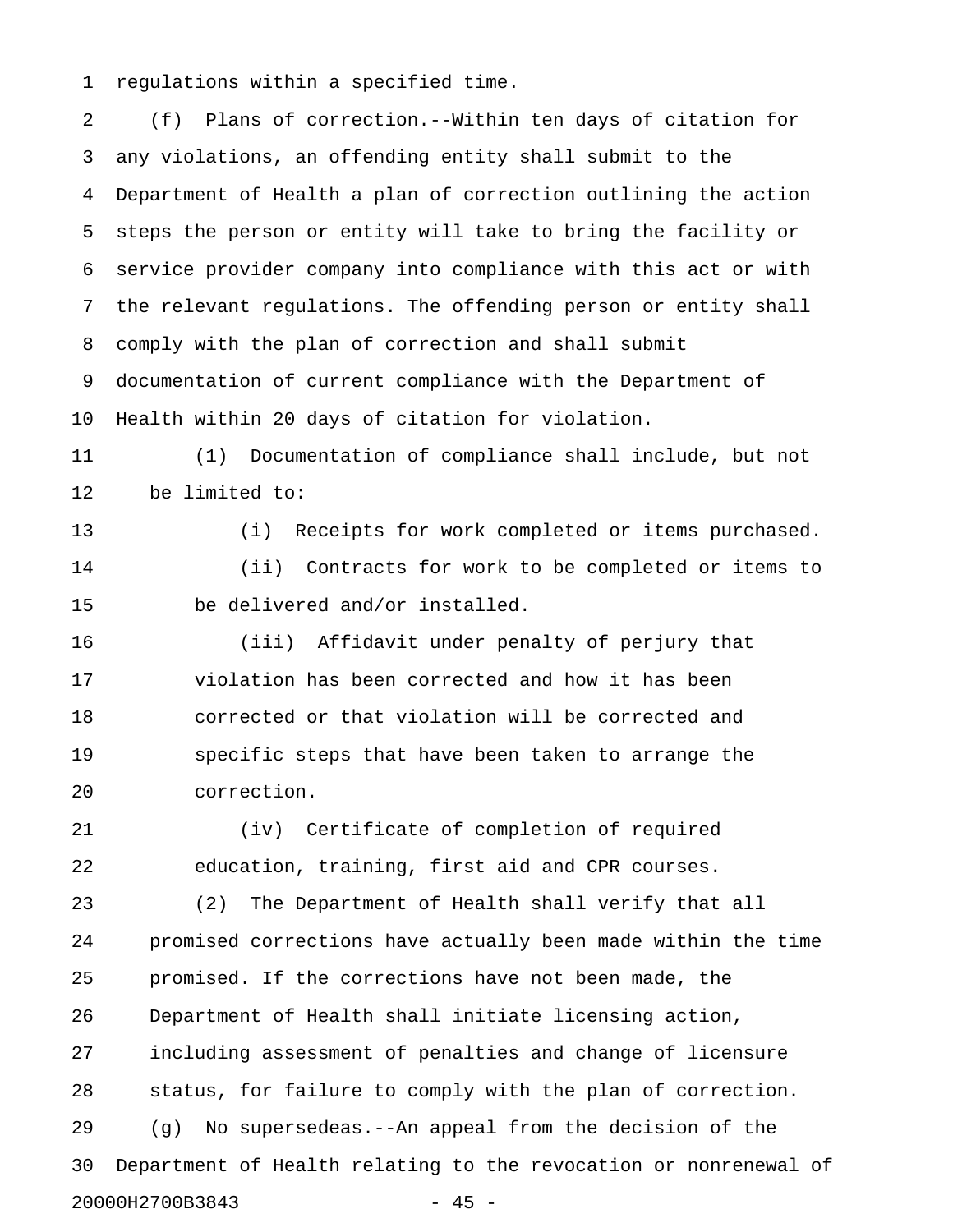regulations within a specified time.

(f) Plans of correction.--Within ten days of citation for any violations, an offending entity shall submit to the Department of Health a plan of correction outlining the action steps the person or entity will take to bring the facility or service provider company into compliance with this act or with the relevant regulations. The offending person or entity shall comply with the plan of correction and shall submit documentation of current compliance with the Department of Health within 20 days of citation for violation.

(1) Documentation of compliance shall include, but not be limited to:

(i) Receipts for work completed or items purchased.

(ii) Contracts for work to be completed or items to be delivered and/or installed.

(iii) Affidavit under penalty of perjury that violation has been corrected and how it has been corrected or that violation will be corrected and specific steps that have been taken to arrange the correction.

(iv) Certificate of completion of required education, training, first aid and CPR courses.

(2) The Department of Health shall verify that all promised corrections have actually been made within the time promised. If the corrections have not been made, the Department of Health shall initiate licensing action, including assessment of penalties and change of licensure status, for failure to comply with the plan of correction.

(g) No supersedeas.--An appeal from the decision of the Department of Health relating to the revocation or nonrenewal of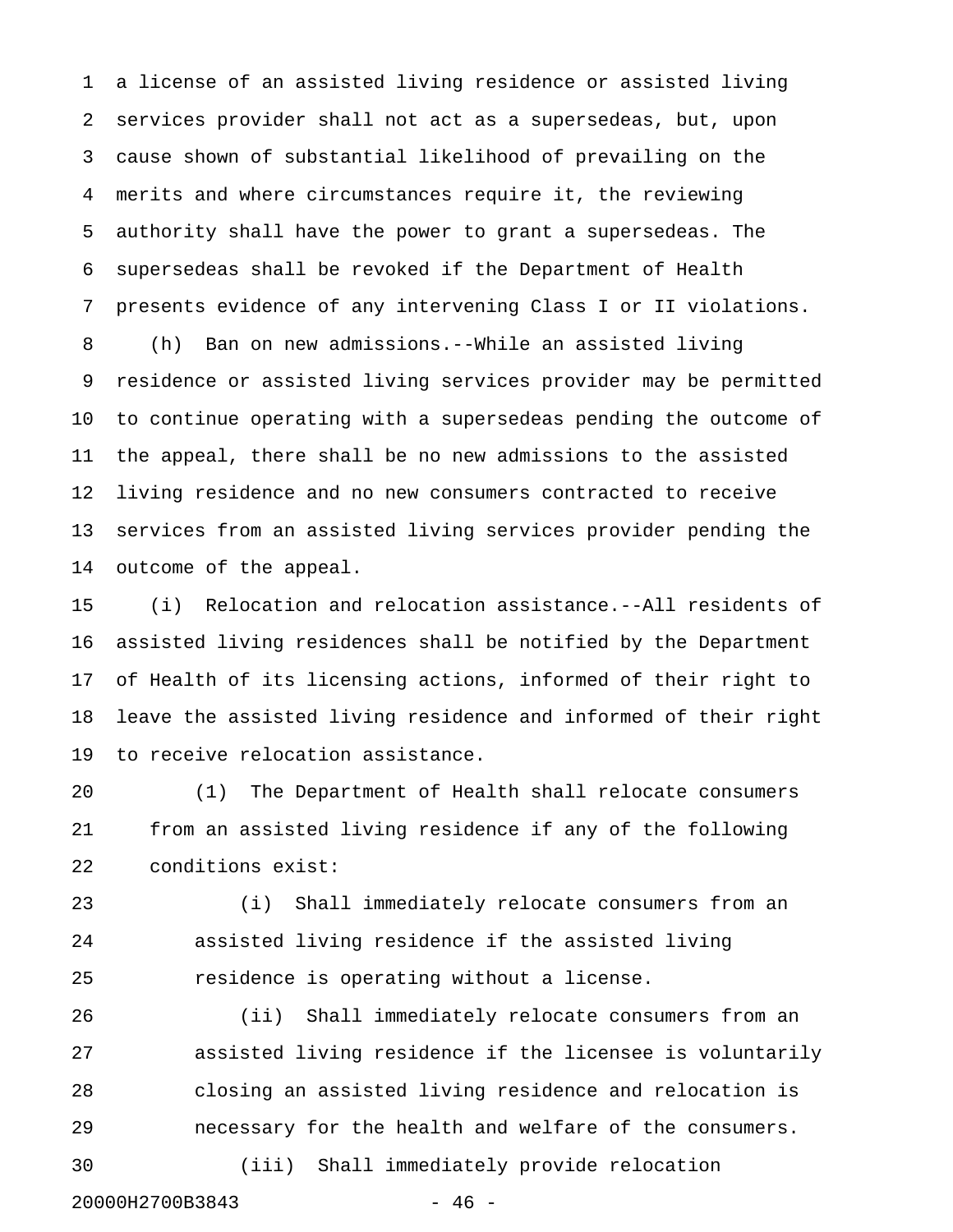a license of an assisted living residence or assisted living services provider shall not act as a supersedeas, but, upon cause shown of substantial likelihood of prevailing on the merits and where circumstances require it, the reviewing authority shall have the power to grant a supersedeas. The supersedeas shall be revoked if the Department of Health presents evidence of any intervening Class I or II violations.

(h) Ban on new admissions.--While an assisted living residence or assisted living services provider may be permitted to continue operating with a supersedeas pending the outcome of the appeal, there shall be no new admissions to the assisted living residence and no new consumers contracted to receive services from an assisted living services provider pending the outcome of the appeal.

(i) Relocation and relocation assistance.--All residents of assisted living residences shall be notified by the Department of Health of its licensing actions, informed of their right to leave the assisted living residence and informed of their right to receive relocation assistance.

(1) The Department of Health shall relocate consumers from an assisted living residence if any of the following conditions exist:

(i) Shall immediately relocate consumers from an assisted living residence if the assisted living residence is operating without a license.

(ii) Shall immediately relocate consumers from an assisted living residence if the licensee is voluntarily closing an assisted living residence and relocation is necessary for the health and welfare of the consumers.

(iii) Shall immediately provide relocation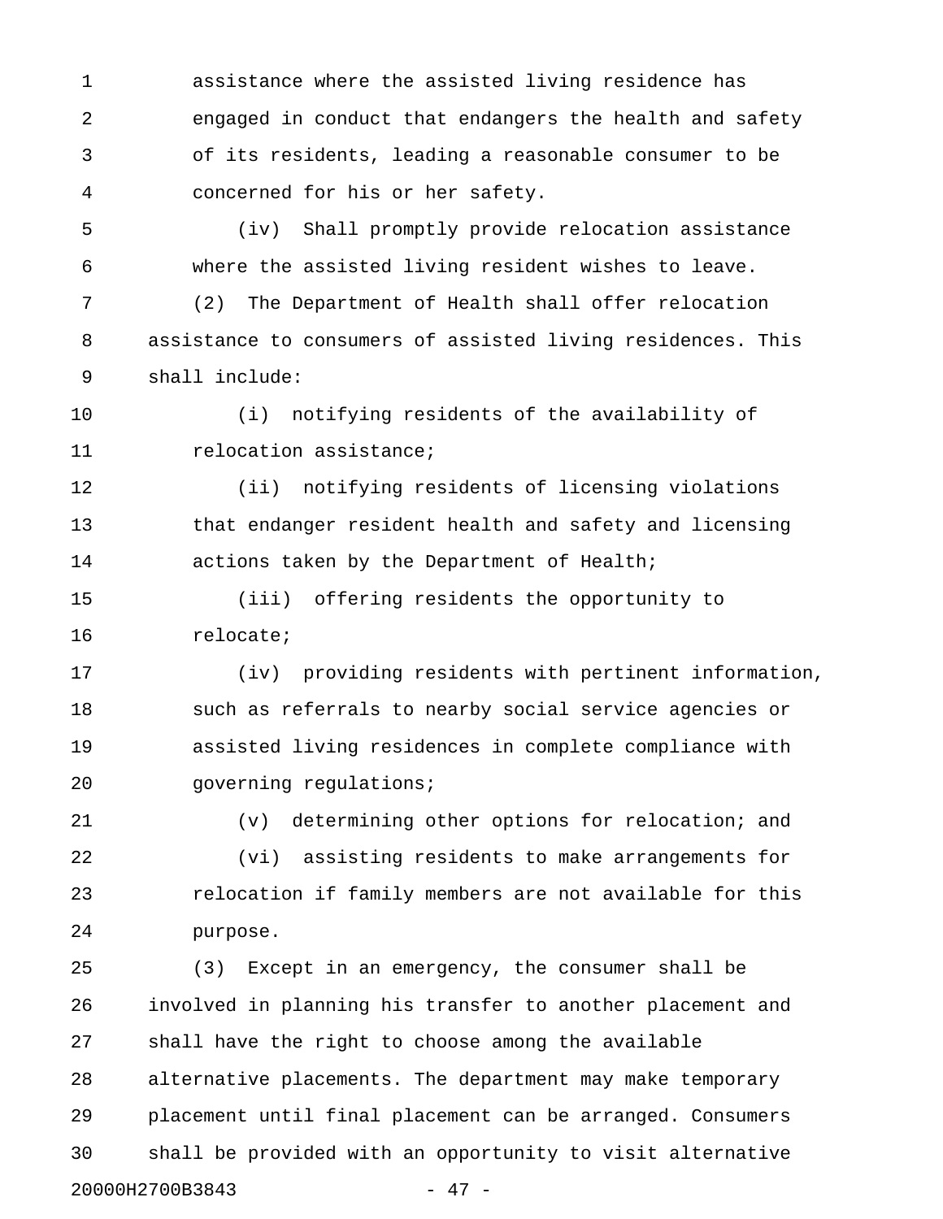assistance where the assisted living residence has engaged in conduct that endangers the health and safety of its residents, leading a reasonable consumer to be concerned for his or her safety.

(iv) Shall promptly provide relocation assistance where the assisted living resident wishes to leave.

(2) The Department of Health shall offer relocation assistance to consumers of assisted living residences. This shall include:

(i) notifying residents of the availability of relocation assistance;

(ii) notifying residents of licensing violations that endanger resident health and safety and licensing actions taken by the Department of Health;

(iii) offering residents the opportunity to relocate;

(iv) providing residents with pertinent information, such as referrals to nearby social service agencies or assisted living residences in complete compliance with governing regulations;

(v) determining other options for relocation; and

(vi) assisting residents to make arrangements for relocation if family members are not available for this purpose.

(3) Except in an emergency, the consumer shall be involved in planning his transfer to another placement and shall have the right to choose among the available alternative placements. The department may make temporary placement until final placement can be arranged. Consumers shall be provided with an opportunity to visit alternative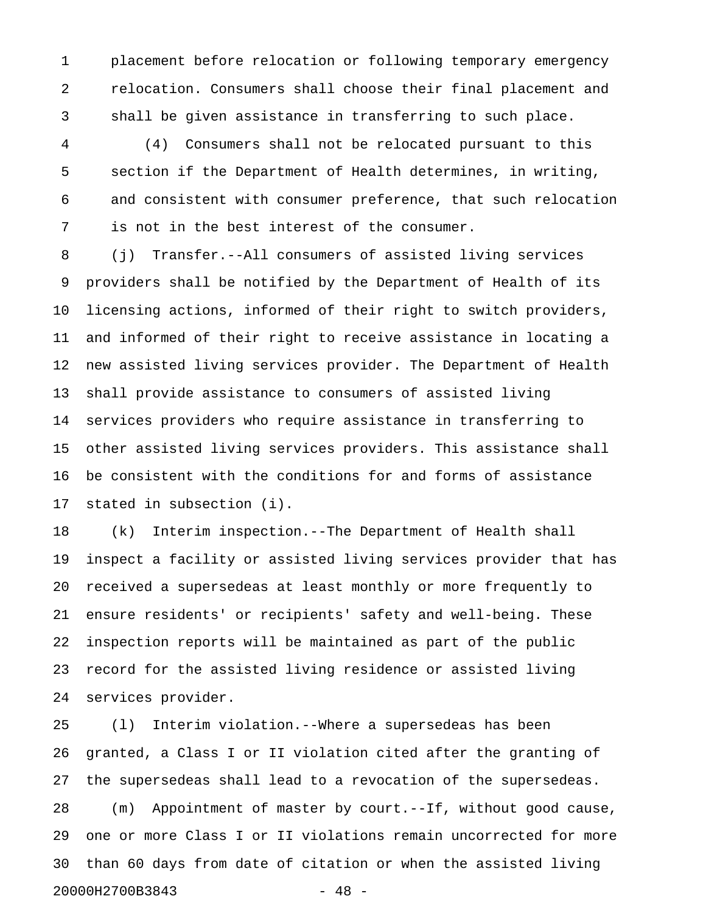placement before relocation or following temporary emergency relocation. Consumers shall choose their final placement and shall be given assistance in transferring to such place.

(4) Consumers shall not be relocated pursuant to this section if the Department of Health determines, in writing, and consistent with consumer preference, that such relocation is not in the best interest of the consumer.

(j) Transfer.--All consumers of assisted living services providers shall be notified by the Department of Health of its licensing actions, informed of their right to switch providers, and informed of their right to receive assistance in locating a new assisted living services provider. The Department of Health shall provide assistance to consumers of assisted living services providers who require assistance in transferring to other assisted living services providers. This assistance shall be consistent with the conditions for and forms of assistance stated in subsection (i).

(k) Interim inspection.--The Department of Health shall inspect a facility or assisted living services provider that has received a supersedeas at least monthly or more frequently to ensure residents' or recipients' safety and well-being. These inspection reports will be maintained as part of the public record for the assisted living residence or assisted living services provider.

(l) Interim violation.--Where a supersedeas has been granted, a Class I or II violation cited after the granting of the supersedeas shall lead to a revocation of the supersedeas.

(m) Appointment of master by court.--If, without good cause, one or more Class I or II violations remain uncorrected for more than 60 days from date of citation or when the assisted living

20000H2700B3843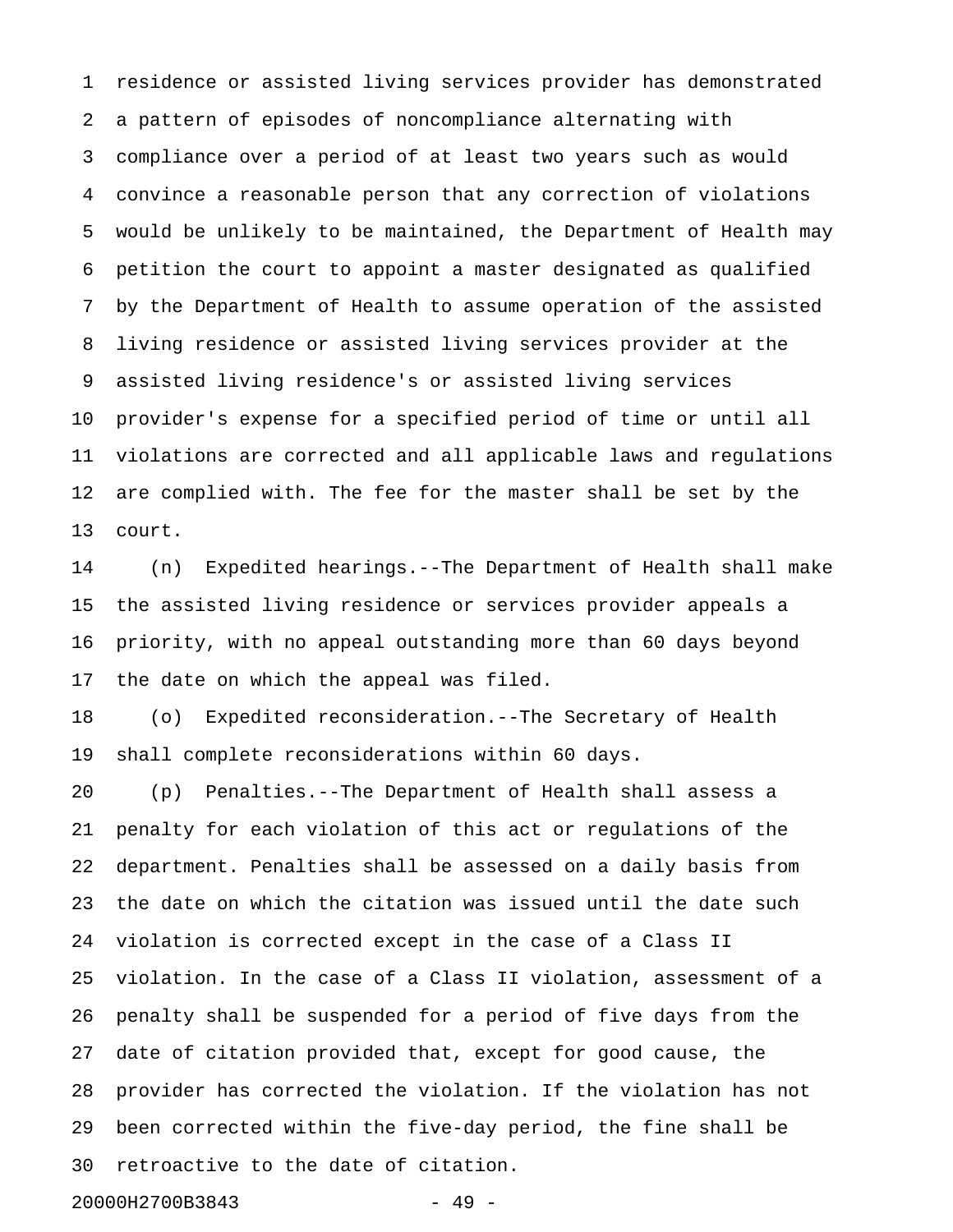residence or assisted living services provider has demonstrated a pattern of episodes of noncompliance alternating with compliance over a period of at least two years such as would convince a reasonable person that any correction of violations would be unlikely to be maintained, the Department of Health may petition the court to appoint a master designated as qualified by the Department of Health to assume operation of the assisted living residence or assisted living services provider at the assisted living residence's or assisted living services provider's expense for a specified period of time or until all violations are corrected and all applicable laws and regulations are complied with. The fee for the master shall be set by the court.

(n) Expedited hearings.--The Department of Health shall make the assisted living residence or services provider appeals a priority, with no appeal outstanding more than 60 days beyond the date on which the appeal was filed.

(o) Expedited reconsideration.--The Secretary of Health shall complete reconsiderations within 60 days.

(p) Penalties.--The Department of Health shall assess a penalty for each violation of this act or regulations of the department. Penalties shall be assessed on a daily basis from the date on which the citation was issued until the date such violation is corrected except in the case of a Class II violation. In the case of a Class II violation, assessment of a penalty shall be suspended for a period of five days from the date of citation provided that, except for good cause, the provider has corrected the violation. If the violation has not been corrected within the five-day period, the fine shall be retroactive to the date of citation.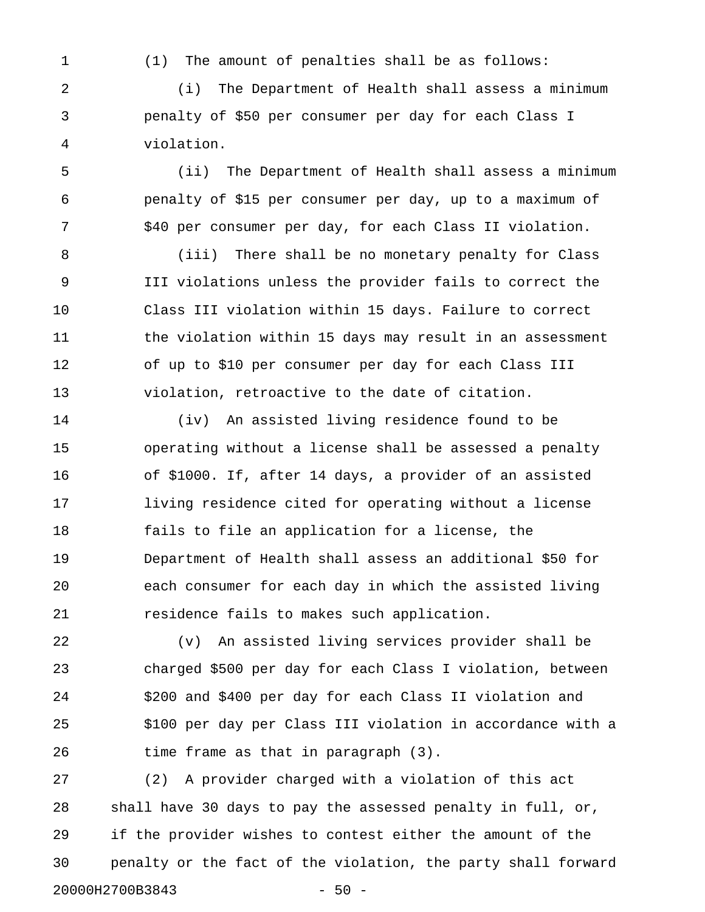(1) The amount of penalties shall be as follows:

(i) The Department of Health shall assess a minimum penalty of $50 per consumer per day for each Class I violation.

(ii) The Department of Health shall assess a minimum penalty of $15 per consumer per day, up to a maximum of $40 per consumer per day, for each Class II violation.

(iii) There shall be no monetary penalty for Class III violations unless the provider fails to correct the Class III violation within 15 days. Failure to correct the violation within 15 days may result in an assessment of up to $10 per consumer per day for each Class III violation, retroactive to the date of citation.

(iv) An assisted living residence found to be operating without a license shall be assessed a penalty of $1000. If, after 14 days, a provider of an assisted living residence cited for operating without a license fails to file an application for a license, the Department of Health shall assess an additional $50 for each consumer for each day in which the assisted living residence fails to makes such application.

(v) An assisted living services provider shall be charged $500 per day for each Class I violation, between $200 and $400 per day for each Class II violation and $100 per day per Class III violation in accordance with a time frame as that in paragraph (3).

(2) A provider charged with a violation of this act shall have 30 days to pay the assessed penalty in full, or, if the provider wishes to contest either the amount of the penalty or the fact of the violation, the party shall forward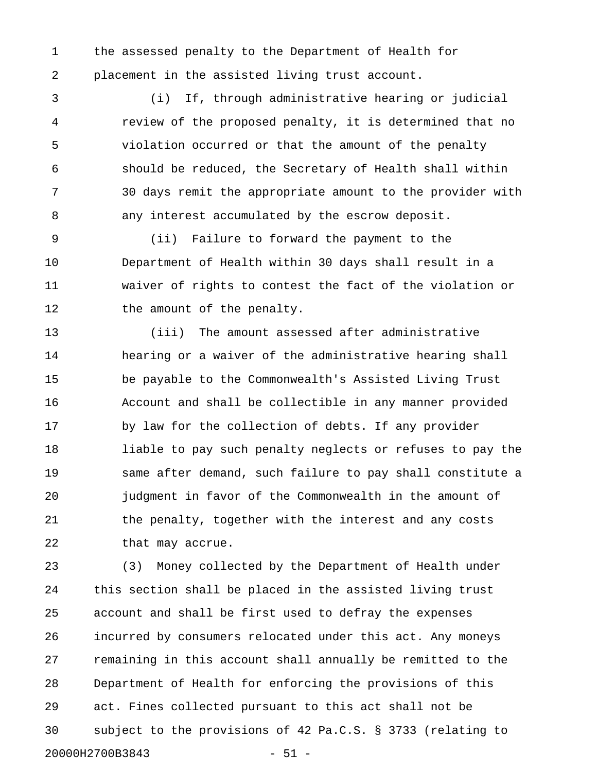the assessed penalty to the Department of Health for placement in the assisted living trust account.

(i) If, through administrative hearing or judicial review of the proposed penalty, it is determined that no violation occurred or that the amount of the penalty should be reduced, the Secretary of Health shall within 30 days remit the appropriate amount to the provider with any interest accumulated by the escrow deposit.

(ii) Failure to forward the payment to the Department of Health within 30 days shall result in a waiver of rights to contest the fact of the violation or the amount of the penalty.

(iii) The amount assessed after administrative hearing or a waiver of the administrative hearing shall be payable to the Commonwealth's Assisted Living Trust Account and shall be collectible in any manner provided by law for the collection of debts. If any provider liable to pay such penalty neglects or refuses to pay the same after demand, such failure to pay shall constitute a judgment in favor of the Commonwealth in the amount of the penalty, together with the interest and any costs that may accrue.

(3) Money collected by the Department of Health under this section shall be placed in the assisted living trust account and shall be first used to defray the expenses incurred by consumers relocated under this act. Any moneys remaining in this account shall annually be remitted to the Department of Health for enforcing the provisions of this act. Fines collected pursuant to this act shall not be subject to the provisions of 42 Pa.C.S. § 3733 (relating to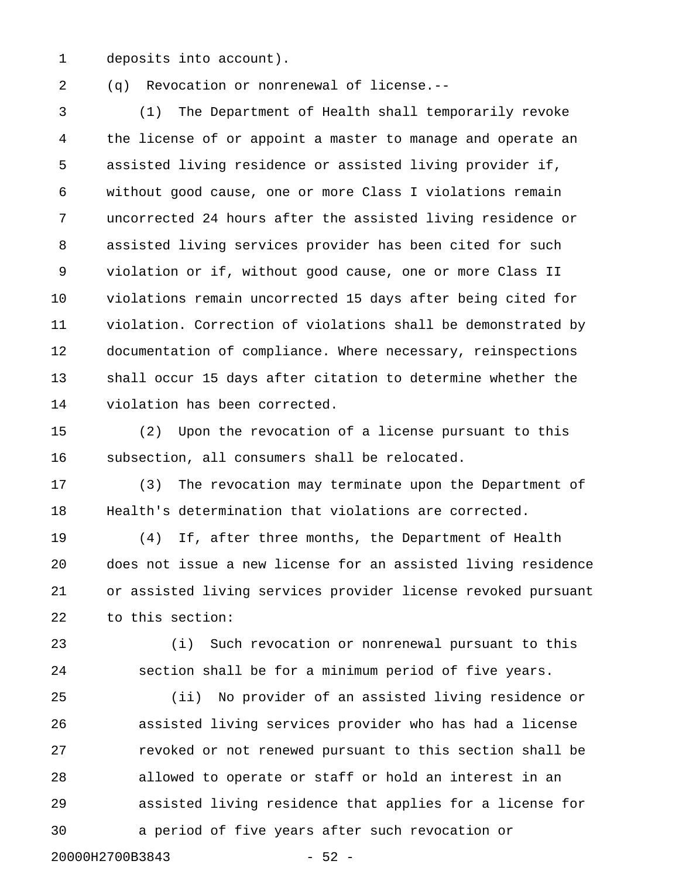deposits into account).

(q) Revocation or nonrenewal of license.--

(1) The Department of Health shall temporarily revoke the license of or appoint a master to manage and operate an assisted living residence or assisted living provider if, without good cause, one or more Class I violations remain uncorrected 24 hours after the assisted living residence or assisted living services provider has been cited for such violation or if, without good cause, one or more Class II violations remain uncorrected 15 days after being cited for violation. Correction of violations shall be demonstrated by documentation of compliance. Where necessary, reinspections shall occur 15 days after citation to determine whether the violation has been corrected.

(2) Upon the revocation of a license pursuant to this subsection, all consumers shall be relocated.

(3) The revocation may terminate upon the Department of Health's determination that violations are corrected.

(4) If, after three months, the Department of Health does not issue a new license for an assisted living residence or assisted living services provider license revoked pursuant to this section:

(i) Such revocation or nonrenewal pursuant to this section shall be for a minimum period of five years.

(ii) No provider of an assisted living residence or assisted living services provider who has had a license revoked or not renewed pursuant to this section shall be allowed to operate or staff or hold an interest in an assisted living residence that applies for a license for a period of five years after such revocation or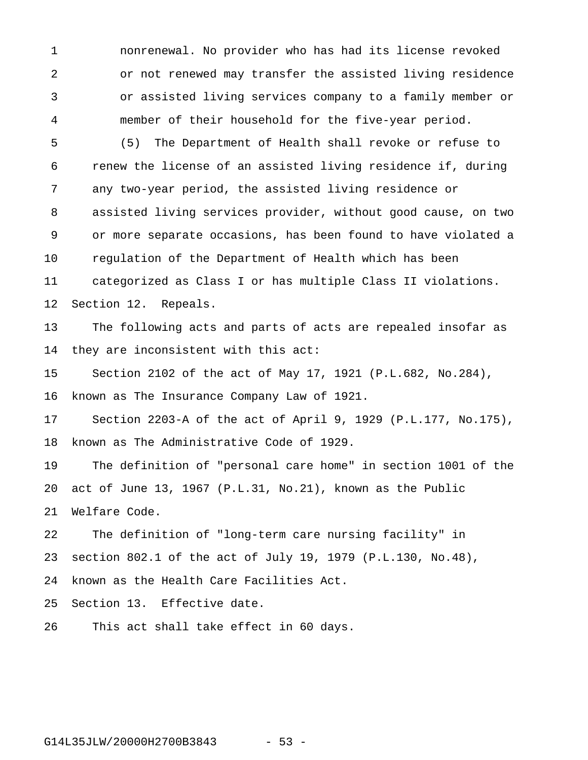nonrenewal. No provider who has had its license revoked or not renewed may transfer the assisted living residence or assisted living services company to a family member or member of their household for the five-year period.

(5) The Department of Health shall revoke or refuse to renew the license of an assisted living residence if, during any two-year period, the assisted living residence or assisted living services provider, without good cause, on two or more separate occasions, has been found to have violated a regulation of the Department of Health which has been categorized as Class I or has multiple Class II violations.

Section 12. Repeals.

The following acts and parts of acts are repealed insofar as they are inconsistent with this act:

Section 2102 of the act of May 17, 1921 (P.L.682, No.284), known as The Insurance Company Law of 1921.

Section 2203-A of the act of April 9, 1929 (P.L.177, No.175), known as The Administrative Code of 1929.

The definition of "personal care home" in section 1001 of the act of June 13, 1967 (P.L.31, No.21), known as the Public Welfare Code.

The definition of "long-term care nursing facility" in section 802.1 of the act of July 19, 1979 (P.L.130, No.48), known as the Health Care Facilities Act.

Section 13. Effective date.

This act shall take effect in 60 days.